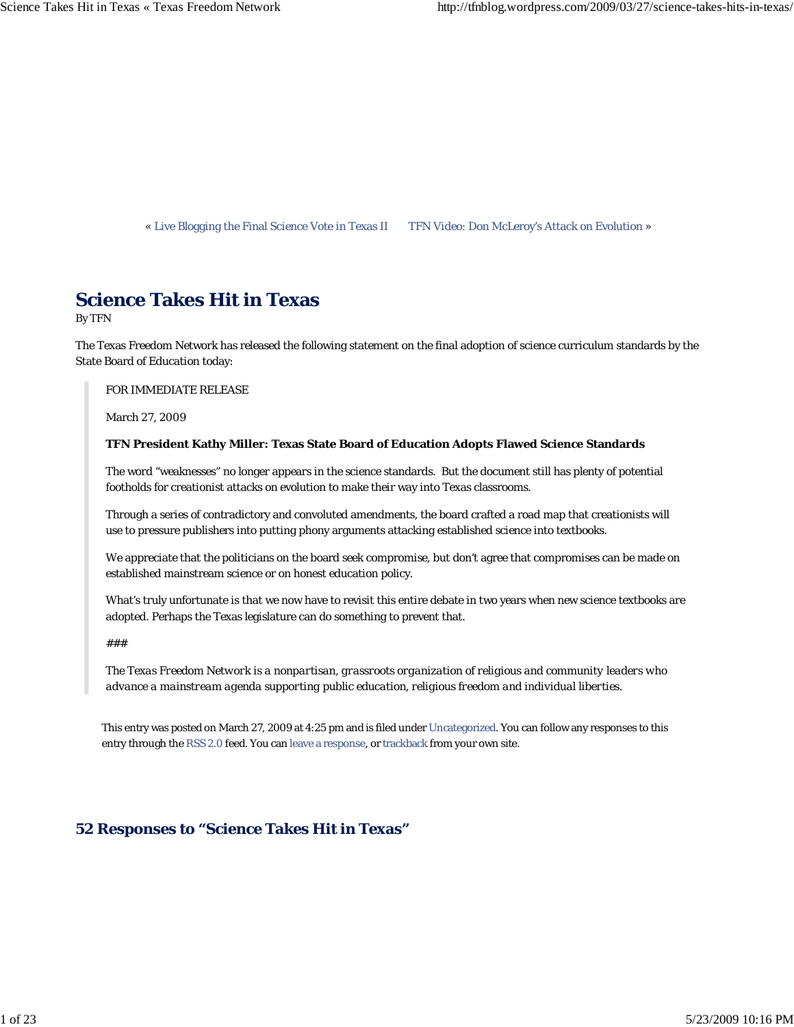« Live Blogging the Final Science Vote in Texas II TFN Video: Don McLeroy's Attack on Evolution »

# Science Takes Hit in Texas

By TFN

The Texas Freedom Network has released the following statement on the final adoption of science curriculum standards by the State Board of Education today:

> FOR IMMEDIATE RELEASE
>
> March 27, 2009
>
> **TFN President Kathy Miller: Texas State Board of Education Adopts Flawed Science Standards**
>
> The word "weaknesses" no longer appears in the science standards. But the document still has plenty of potential footholds for creationist attacks on evolution to make their way into Texas classrooms.
>
> Through a series of contradictory and convoluted amendments, the board crafted a road map that creationists will use to pressure publishers into putting phony arguments attacking established science into textbooks.
>
> We appreciate that the politicians on the board seek compromise, but don't agree that compromises can be made on established mainstream science or on honest education policy.
>
> What's truly unfortunate is that we now have to revisit this entire debate in two years when new science textbooks are adopted. Perhaps the Texas legislature can do something to prevent that.
>
> ###
>
> *The Texas Freedom Network is a nonpartisan, grassroots organization of religious and community leaders who advance a mainstream agenda supporting public education, religious freedom and individual liberties.*

This entry was posted on March 27, 2009 at 4:25 pm and is filed under Uncategorized. You can follow any responses to this entry through the RSS 2.0 feed. You can leave a response, or trackback from your own site.

## 52 Responses to "Science Takes Hit in Texas"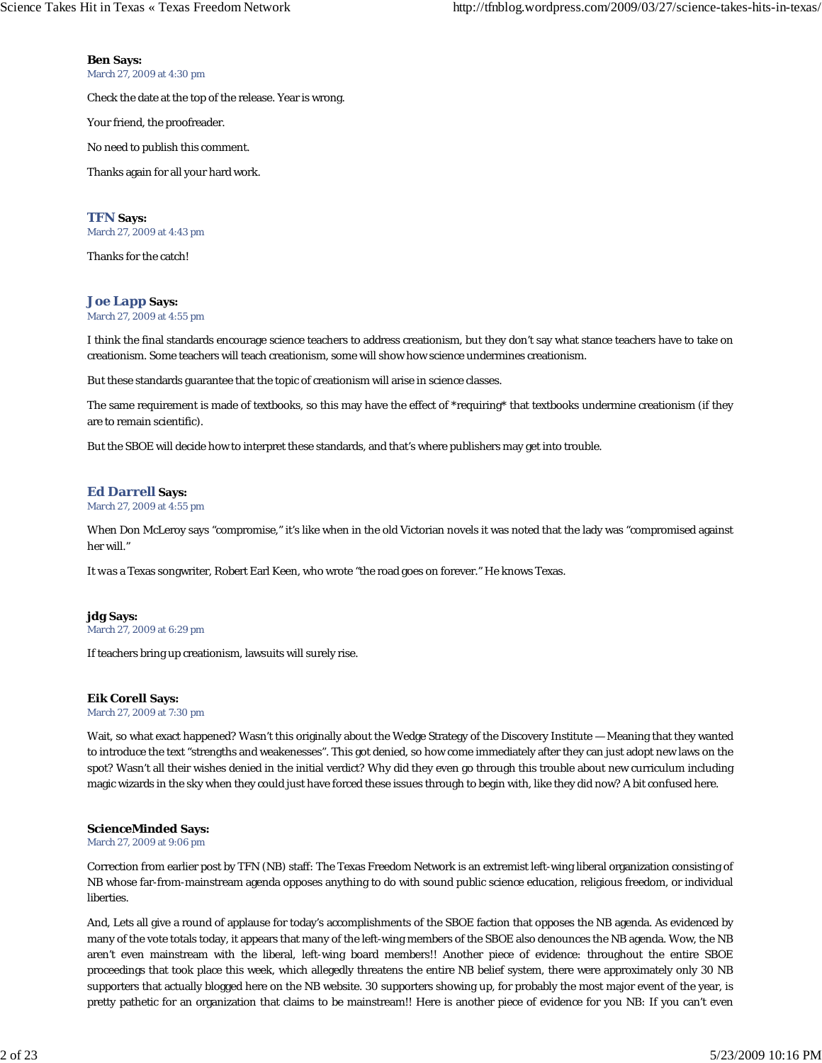**Ben Says:**
March 27, 2009 at 4:30 pm

Check the date at the top of the release. Year is wrong.

Your friend, the proofreader.

No need to publish this comment.

Thanks again for all your hard work.

**TFN Says:**
March 27, 2009 at 4:43 pm

Thanks for the catch!

**Joe Lapp Says:**
March 27, 2009 at 4:55 pm

I think the final standards encourage science teachers to address creationism, but they don't say what stance teachers have to take on creationism. Some teachers will teach creationism, some will show how science undermines creationism.

But these standards guarantee that the topic of creationism will arise in science classes.

The same requirement is made of textbooks, so this may have the effect of *requiring* that textbooks undermine creationism (if they are to remain scientific).

But the SBOE will decide how to interpret these standards, and that's where publishers may get into trouble.

**Ed Darrell Says:**
March 27, 2009 at 4:55 pm

When Don McLeroy says "compromise," it's like when in the old Victorian novels it was noted that the lady was "compromised against her will."

It was a Texas songwriter, Robert Earl Keen, who wrote "the road goes on forever." He knows Texas.

**jdg Says:**
March 27, 2009 at 6:29 pm

If teachers bring up creationism, lawsuits will surely rise.

**Eik Corell Says:**
March 27, 2009 at 7:30 pm

Wait, so what exact happened? Wasn't this originally about the Wedge Strategy of the Discovery Institute — Meaning that they wanted to introduce the text "strengths and weakenesses". This got denied, so how come immediately after they can just adopt new laws on the spot? Wasn't all their wishes denied in the initial verdict? Why did they even go through this trouble about new curriculum including magic wizards in the sky when they could just have forced these issues through to begin with, like they did now? A bit confused here.

**ScienceMinded Says:**
March 27, 2009 at 9:06 pm

Correction from earlier post by TFN (NB) staff: The Texas Freedom Network is an extremist left-wing liberal organization consisting of NB whose far-from-mainstream agenda opposes anything to do with sound public science education, religious freedom, or individual liberties.

And, Lets all give a round of applause for today's accomplishments of the SBOE faction that opposes the NB agenda. As evidenced by many of the vote totals today, it appears that many of the left-wing members of the SBOE also denounces the NB agenda. Wow, the NB aren't even mainstream with the liberal, left-wing board members!! Another piece of evidence: throughout the entire SBOE proceedings that took place this week, which allegedly threatens the entire NB belief system, there were approximately only 30 NB supporters that actually blogged here on the NB website. 30 supporters showing up, for probably the most major event of the year, is pretty pathetic for an organization that claims to be mainstream!! Here is another piece of evidence for you NB: If you can't even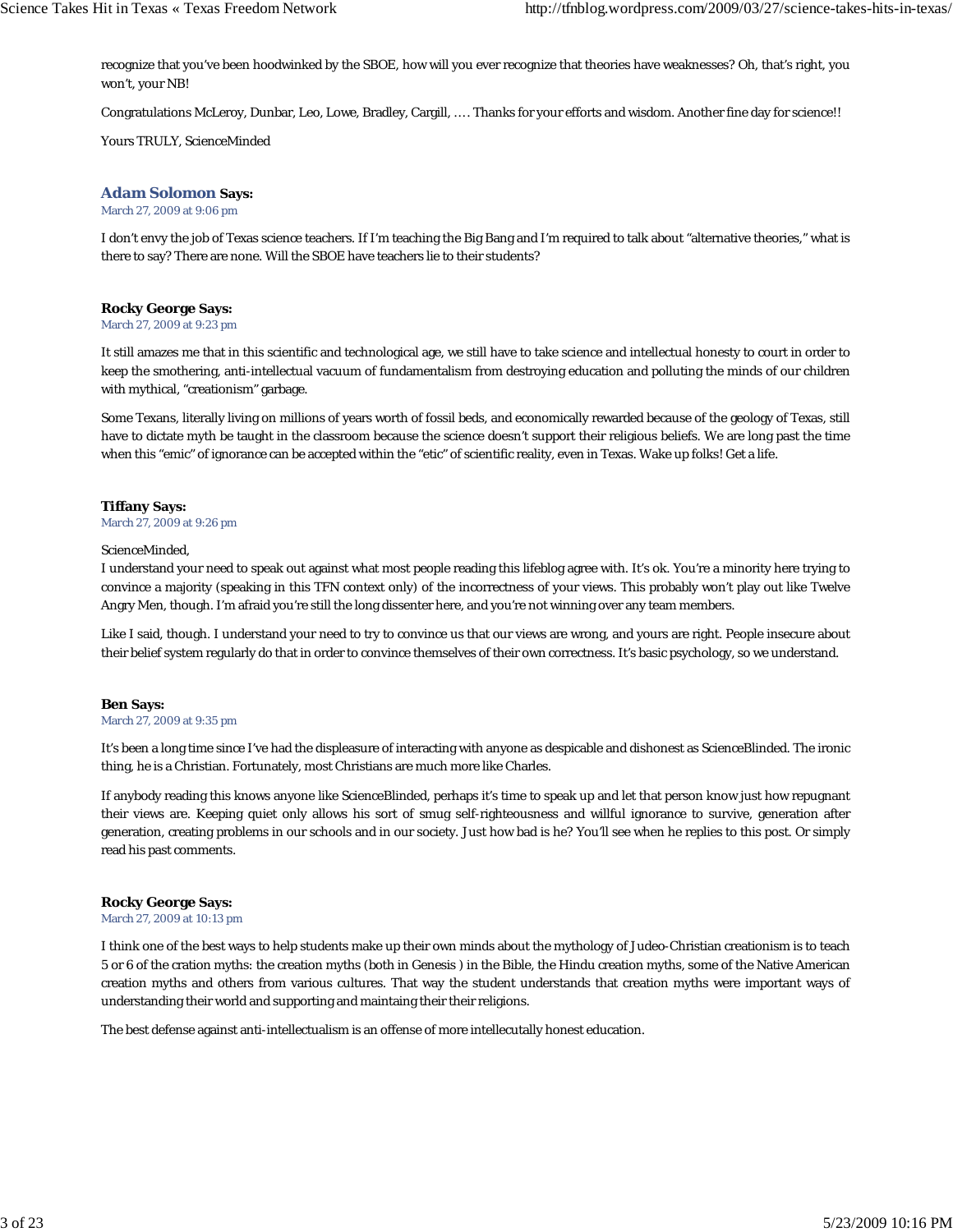recognize that you've been hoodwinked by the SBOE, how will you ever recognize that theories have weaknesses? Oh, that's right, you won't, your NB!

Congratulations McLeroy, Dunbar, Leo, Lowe, Bradley, Cargill, …. Thanks for your efforts and wisdom. Another fine day for science!!

Yours TRULY, ScienceMinded

**Adam Solomon Says:**
March 27, 2009 at 9:06 pm

I don't envy the job of Texas science teachers. If I'm teaching the Big Bang and I'm required to talk about "alternative theories," what is there to say? There are none. Will the SBOE have teachers lie to their students?

**Rocky George Says:**
March 27, 2009 at 9:23 pm

It still amazes me that in this scientific and technological age, we still have to take science and intellectual honesty to court in order to keep the smothering, anti-intellectual vacuum of fundamentalism from destroying education and polluting the minds of our children with mythical, "creationism" garbage.

Some Texans, literally living on millions of years worth of fossil beds, and economically rewarded because of the geology of Texas, still have to dictate myth be taught in the classroom because the science doesn't support their religious beliefs. We are long past the time when this "emic" of ignorance can be accepted within the "etic" of scientific reality, even in Texas. Wake up folks! Get a life.

**Tiffany Says:**
March 27, 2009 at 9:26 pm

ScienceMinded,
I understand your need to speak out against what most people reading this lifeblog agree with. It's ok. You're a minority here trying to convince a majority (speaking in this TFN context only) of the incorrectness of your views. This probably won't play out like Twelve Angry Men, though. I'm afraid you're still the long dissenter here, and you're not winning over any team members.

Like I said, though. I understand your need to try to convince us that our views are wrong, and yours are right. People insecure about their belief system regularly do that in order to convince themselves of their own correctness. It's basic psychology, so we understand.

**Ben Says:**
March 27, 2009 at 9:35 pm

It's been a long time since I've had the displeasure of interacting with anyone as despicable and dishonest as ScienceBlinded. The ironic thing, he is a Christian. Fortunately, most Christians are much more like Charles.

If anybody reading this knows anyone like ScienceBlinded, perhaps it's time to speak up and let that person know just how repugnant their views are. Keeping quiet only allows his sort of smug self-righteousness and willful ignorance to survive, generation after generation, creating problems in our schools and in our society. Just how bad is he? You'll see when he replies to this post. Or simply read his past comments.

**Rocky George Says:**
March 27, 2009 at 10:13 pm

I think one of the best ways to help students make up their own minds about the mythology of Judeo-Christian creationism is to teach 5 or 6 of the cration myths: the creation myths (both in Genesis ) in the Bible, the Hindu creation myths, some of the Native American creation myths and others from various cultures. That way the student understands that creation myths were important ways of understanding their world and supporting and maintaing their their religions.

The best defense against anti-intellectualism is an offense of more intellecutally honest education.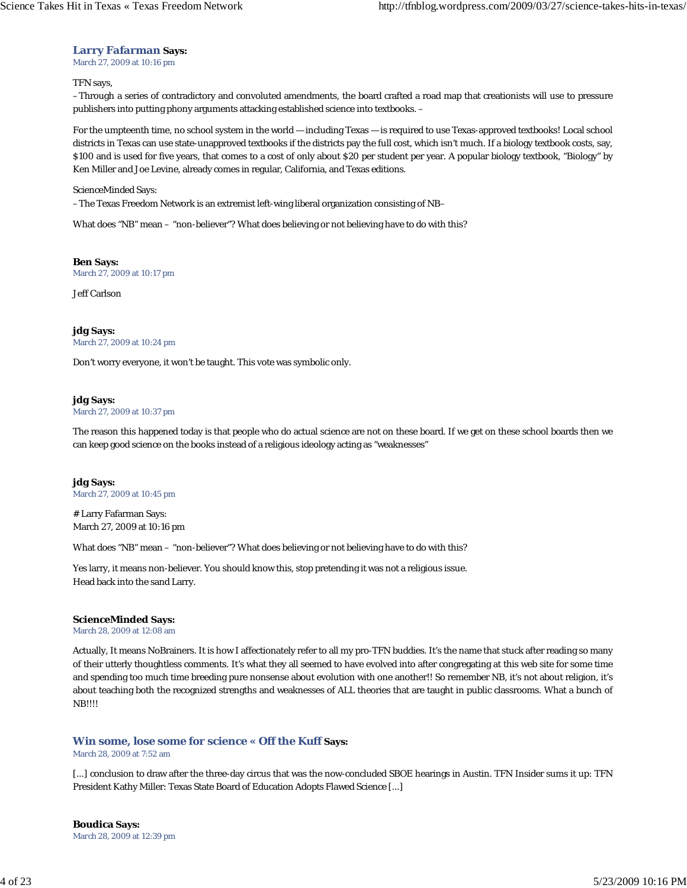**Larry Fafarman Says:**
March 27, 2009 at 10:16 pm

TFN says,
– Through a series of contradictory and convoluted amendments, the board crafted a road map that creationists will use to pressure publishers into putting phony arguments attacking established science into textbooks. –

For the umpteenth time, no school system in the world — including Texas — is required to use Texas-approved textbooks! Local school districts in Texas can use state-unapproved textbooks if the districts pay the full cost, which isn't much. If a biology textbook costs, say, $100 and is used for five years, that comes to a cost of only about $20 per student per year. A popular biology textbook, "Biology" by Ken Miller and Joe Levine, already comes in regular, California, and Texas editions.

ScienceMinded Says:
– The Texas Freedom Network is an extremist left-wing liberal organization consisting of NB–

What does "NB" mean – "non-believer"? What does believing or not believing have to do with this?

**Ben Says:**
March 27, 2009 at 10:17 pm

Jeff Carlson

**jdg Says:**
March 27, 2009 at 10:24 pm

Don't worry everyone, it won't be taught. This vote was symbolic only.

**jdg Says:**
March 27, 2009 at 10:37 pm

The reason this happened today is that people who do actual science are not on these board. If we get on these school boards then we can keep good science on the books instead of a religious ideology acting as "weaknesses"

**jdg Says:**
March 27, 2009 at 10:45 pm

# Larry Fafarman Says:
March 27, 2009 at 10:16 pm

What does "NB" mean – "non-believer"? What does believing or not believing have to do with this?

Yes larry, it means non-believer. You should know this, stop pretending it was not a religious issue.
Head back into the sand Larry.

**ScienceMinded Says:**
March 28, 2009 at 12:08 am

Actually, It means NoBrainers. It is how I affectionately refer to all my pro-TFN buddies. It's the name that stuck after reading so many of their utterly thoughtless comments. It's what they all seemed to have evolved into after congregating at this web site for some time and spending too much time breeding pure nonsense about evolution with one another!! So remember NB, it's not about religion, it's about teaching both the recognized strengths and weaknesses of ALL theories that are taught in public classrooms. What a bunch of NB!!!!

**Win some, lose some for science « Off the Kuff Says:**
March 28, 2009 at 7:52 am

[...] conclusion to draw after the three-day circus that was the now-concluded SBOE hearings in Austin. TFN Insider sums it up: TFN President Kathy Miller: Texas State Board of Education Adopts Flawed Science [...]

**Boudica Says:**
March 28, 2009 at 12:39 pm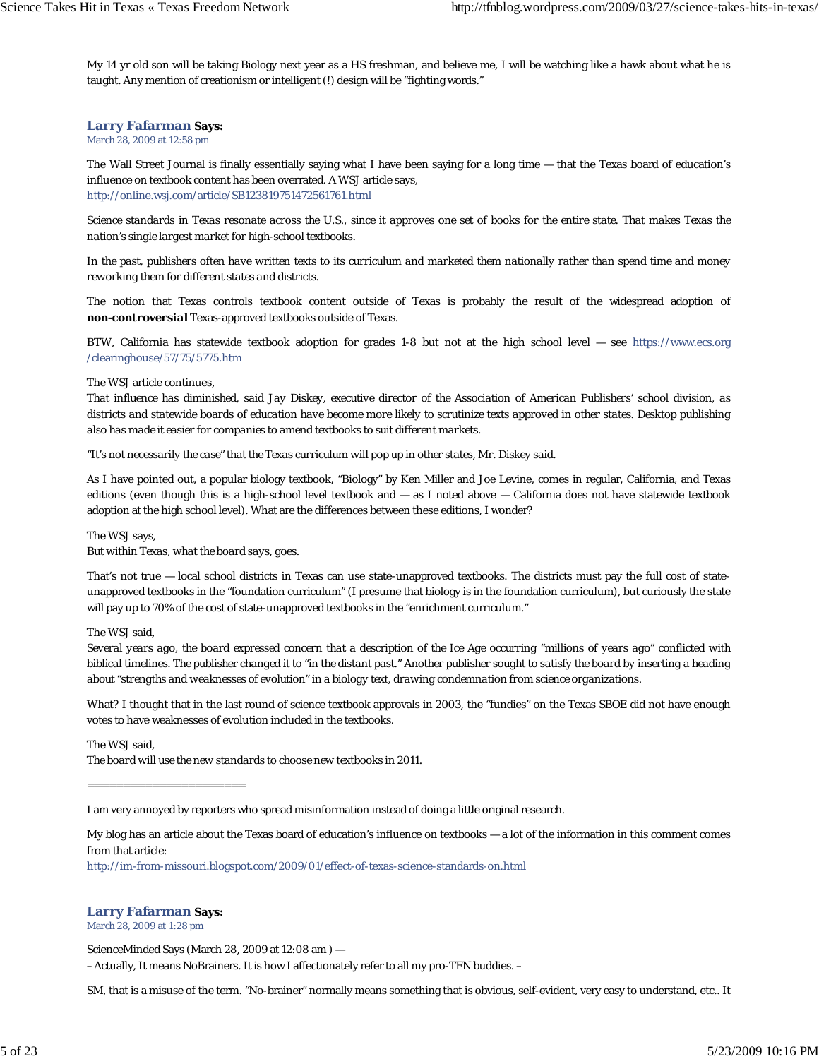My 14 yr old son will be taking Biology next year as a HS freshman, and believe me, I will be watching like a hawk about what he is taught. Any mention of creationism or intelligent (!) design will be "fighting words."

**Larry Fafarman Says:**
March 28, 2009 at 12:58 pm

The Wall Street Journal is finally essentially saying what I have been saying for a long time — that the Texas board of education's influence on textbook content has been overrated. A WSJ article says,
http://online.wsj.com/article/SB123819751472561761.html

*Science standards in Texas resonate across the U.S., since it approves one set of books for the entire state. That makes Texas the nation's single largest market for high-school textbooks.*

*In the past, publishers often have written texts to its curriculum and marketed them nationally rather than spend time and money reworking them for different states and districts.*

The notion that Texas controls textbook content outside of Texas is probably the result of the widespread adoption of **non-controversial** Texas-approved textbooks outside of Texas.

BTW, California has statewide textbook adoption for grades 1-8 but not at the high school level — see https://www.ecs.org/clearinghouse/57/75/5775.htm

The WSJ article continues,
*That influence has diminished, said Jay Diskey, executive director of the Association of American Publishers' school division, as districts and statewide boards of education have become more likely to scrutinize texts approved in other states. Desktop publishing also has made it easier for companies to amend textbooks to suit different markets.*

*"It's not necessarily the case" that the Texas curriculum will pop up in other states, Mr. Diskey said.*

As I have pointed out, a popular biology textbook, "Biology" by Ken Miller and Joe Levine, comes in regular, California, and Texas editions (even though this is a high-school level textbook and — as I noted above — California does not have statewide textbook adoption at the high school level). What are the differences between these editions, I wonder?

The WSJ says,
*But within Texas, what the board says, goes.*

That's not true — local school districts in Texas can use state-unapproved textbooks. The districts must pay the full cost of state-unapproved textbooks in the "foundation curriculum" (I presume that biology is in the foundation curriculum), but curiously the state will pay up to 70% of the cost of state-unapproved textbooks in the "enrichment curriculum."

The WSJ said,
*Several years ago, the board expressed concern that a description of the Ice Age occurring "millions of years ago" conflicted with biblical timelines. The publisher changed it to "in the distant past." Another publisher sought to satisfy the board by inserting a heading about "strengths and weaknesses of evolution" in a biology text, drawing condemnation from science organizations.*

What? I thought that in the last round of science textbook approvals in 2003, the "fundies" on the Texas SBOE did not have enough votes to have weaknesses of evolution included in the textbooks.

The WSJ said,
*The board will use the new standards to choose new textbooks in 2011.*

======================

I am very annoyed by reporters who spread misinformation instead of doing a little original research.

My blog has an article about the Texas board of education's influence on textbooks — a lot of the information in this comment comes from that article:
http://im-from-missouri.blogspot.com/2009/01/effect-of-texas-science-standards-on.html

**Larry Fafarman Says:**
March 28, 2009 at 1:28 pm

ScienceMinded Says (March 28, 2009 at 12:08 am ) —
– Actually, It means NoBrainers. It is how I affectionately refer to all my pro-TFN buddies. –

SM, that is a misuse of the term. "No-brainer" normally means something that is obvious, self-evident, very easy to understand, etc.. It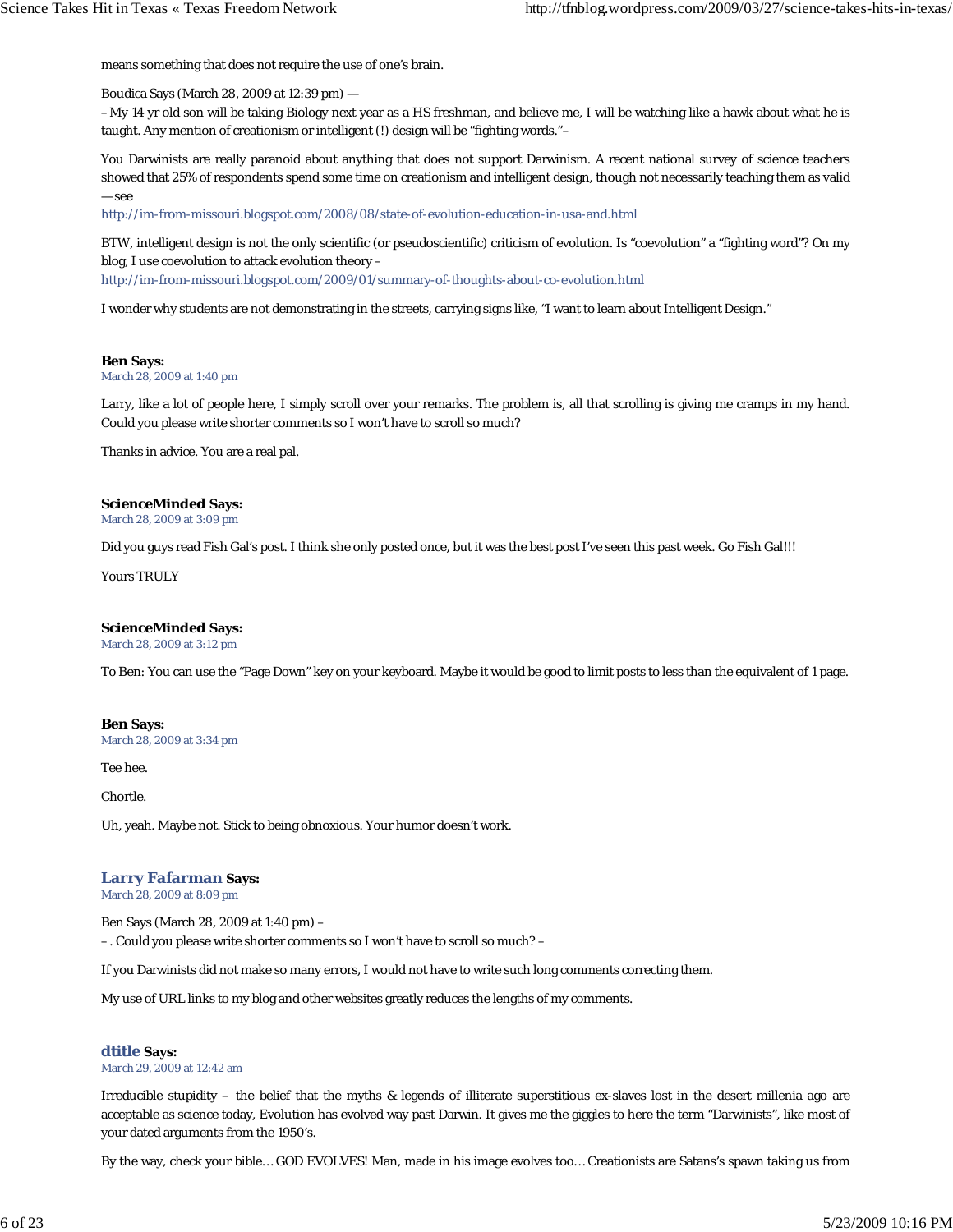means something that does not require the use of one's brain.

Boudica Says (March 28, 2009 at 12:39 pm) —
– My 14 yr old son will be taking Biology next year as a HS freshman, and believe me, I will be watching like a hawk about what he is taught. Any mention of creationism or intelligent (!) design will be "fighting words."–

You Darwinists are really paranoid about anything that does not support Darwinism. A recent national survey of science teachers showed that 25% of respondents spend some time on creationism and intelligent design, though not necessarily teaching them as valid — see
http://im-from-missouri.blogspot.com/2008/08/state-of-evolution-education-in-usa-and.html

BTW, intelligent design is not the only scientific (or pseudoscientific) criticism of evolution. Is "coevolution" a "fighting word"? On my blog, I use coevolution to attack evolution theory –
http://im-from-missouri.blogspot.com/2009/01/summary-of-thoughts-about-co-evolution.html

I wonder why students are not demonstrating in the streets, carrying signs like, "I want to learn about Intelligent Design."

**Ben Says:**
March 28, 2009 at 1:40 pm

Larry, like a lot of people here, I simply scroll over your remarks. The problem is, all that scrolling is giving me cramps in my hand. Could you please write shorter comments so I won't have to scroll so much?

Thanks in advice. You are a real pal.

**ScienceMinded Says:**
March 28, 2009 at 3:09 pm

Did you guys read Fish Gal's post. I think she only posted once, but it was the best post I've seen this past week. Go Fish Gal!!!

Yours TRULY

**ScienceMinded Says:**
March 28, 2009 at 3:12 pm

To Ben: You can use the "Page Down" key on your keyboard. Maybe it would be good to limit posts to less than the equivalent of 1 page.

**Ben Says:**
March 28, 2009 at 3:34 pm

Tee hee.

Chortle.

Uh, yeah. Maybe not. Stick to being obnoxious. Your humor doesn't work.

**Larry Fafarman Says:**
March 28, 2009 at 8:09 pm

Ben Says (March 28, 2009 at 1:40 pm) –
– . Could you please write shorter comments so I won't have to scroll so much? –

If you Darwinists did not make so many errors, I would not have to write such long comments correcting them.

My use of URL links to my blog and other websites greatly reduces the lengths of my comments.

**dtitle Says:**
March 29, 2009 at 12:42 am

Irreducible stupidity – the belief that the myths & legends of illiterate superstitious ex-slaves lost in the desert millenia ago are acceptable as science today, Evolution has evolved way past Darwin. It gives me the giggles to here the term "Darwinists", like most of your dated arguments from the 1950's.

By the way, check your bible… GOD EVOLVES! Man, made in his image evolves too… Creationists are Satans's spawn taking us from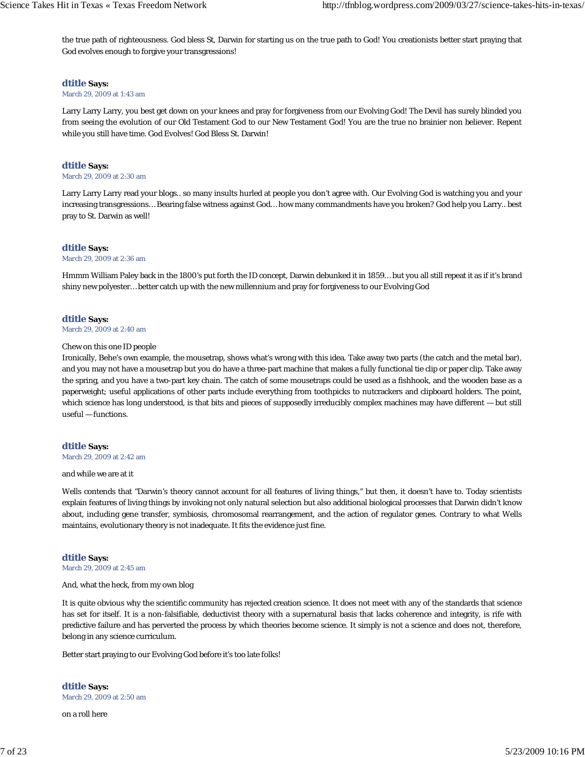the true path of righteousness. God bless St, Darwin for starting us on the true path to God! You creationists better start praying that God evolves enough to forgive your transgressions!

**dtitle Says:**
March 29, 2009 at 1:43 am

Larry Larry Larry, you best get down on your knees and pray for forgiveness from our Evolving God! The Devil has surely blinded you from seeing the evolution of our Old Testament God to our New Testament God! You are the true no brainier non believer. Repent while you still have time. God Evolves! God Bless St. Darwin!

**dtitle Says:**
March 29, 2009 at 2:30 am

Larry Larry Larry read your blogs.. so many insults hurled at people you don't agree with. Our Evolving God is watching you and your increasing transgressions… Bearing false witness against God… how many commandments have you broken? God help you Larry.. best pray to St. Darwin as well!

**dtitle Says:**
March 29, 2009 at 2:36 am

Hmmm William Paley back in the 1800's put forth the ID concept, Darwin debunked it in 1859… but you all still repeat it as if it's brand shiny new polyester… better catch up with the new millennium and pray for forgiveness to our Evolving God

**dtitle Says:**
March 29, 2009 at 2:40 am

Chew on this one ID people
Ironically, Behe's own example, the mousetrap, shows what's wrong with this idea. Take away two parts (the catch and the metal bar), and you may not have a mousetrap but you do have a three-part machine that makes a fully functional tie clip or paper clip. Take away the spring, and you have a two-part key chain. The catch of some mousetraps could be used as a fishhook, and the wooden base as a paperweight; useful applications of other parts include everything from toothpicks to nutcrackers and clipboard holders. The point, which science has long understood, is that bits and pieces of supposedly irreducibly complex machines may have different — but still useful — functions.

**dtitle Says:**
March 29, 2009 at 2:42 am

and while we are at it

Wells contends that "Darwin's theory cannot account for all features of living things," but then, it doesn't have to. Today scientists explain features of living things by invoking not only natural selection but also additional biological processes that Darwin didn't know about, including gene transfer, symbiosis, chromosomal rearrangement, and the action of regulator genes. Contrary to what Wells maintains, evolutionary theory is not inadequate. It fits the evidence just fine.

**dtitle Says:**
March 29, 2009 at 2:45 am

And, what the heck, from my own blog

It is quite obvious why the scientific community has rejected creation science. It does not meet with any of the standards that science has set for itself. It is a non-falsifiable, deductivist theory with a supernatural basis that lacks coherence and integrity, is rife with predictive failure and has perverted the process by which theories become science. It simply is not a science and does not, therefore, belong in any science curriculum.

Better start praying to our Evolving God before it's too late folks!

**dtitle Says:**
March 29, 2009 at 2:50 am

on a roll here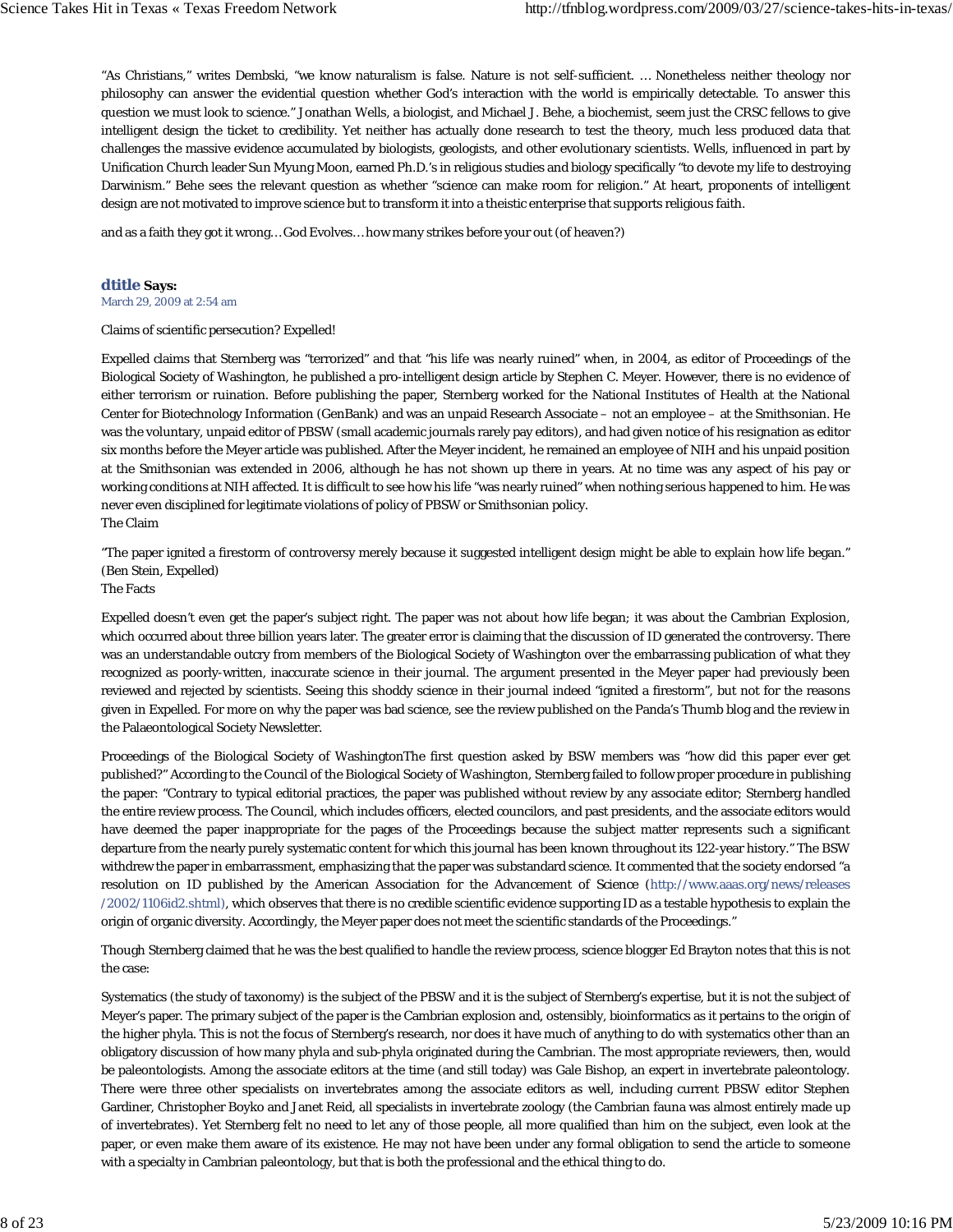"As Christians," writes Dembski, "we know naturalism is false. Nature is not self-sufficient. … Nonetheless neither theology nor philosophy can answer the evidential question whether God's interaction with the world is empirically detectable. To answer this question we must look to science." Jonathan Wells, a biologist, and Michael J. Behe, a biochemist, seem just the CRSC fellows to give intelligent design the ticket to credibility. Yet neither has actually done research to test the theory, much less produced data that challenges the massive evidence accumulated by biologists, geologists, and other evolutionary scientists. Wells, influenced in part by Unification Church leader Sun Myung Moon, earned Ph.D.'s in religious studies and biology specifically "to devote my life to destroying Darwinism." Behe sees the relevant question as whether "science can make room for religion." At heart, proponents of intelligent design are not motivated to improve science but to transform it into a theistic enterprise that supports religious faith.

and as a faith they got it wrong…God Evolves…how many strikes before your out (of heaven?)

**dtitle Says:**
March 29, 2009 at 2:54 am

Claims of scientific persecution? Expelled!

Expelled claims that Sternberg was "terrorized" and that "his life was nearly ruined" when, in 2004, as editor of Proceedings of the Biological Society of Washington, he published a pro-intelligent design article by Stephen C. Meyer. However, there is no evidence of either terrorism or ruination. Before publishing the paper, Sternberg worked for the National Institutes of Health at the National Center for Biotechnology Information (GenBank) and was an unpaid Research Associate – not an employee – at the Smithsonian. He was the voluntary, unpaid editor of PBSW (small academic journals rarely pay editors), and had given notice of his resignation as editor six months before the Meyer article was published. After the Meyer incident, he remained an employee of NIH and his unpaid position at the Smithsonian was extended in 2006, although he has not shown up there in years. At no time was any aspect of his pay or working conditions at NIH affected. It is difficult to see how his life "was nearly ruined" when nothing serious happened to him. He was never even disciplined for legitimate violations of policy of PBSW or Smithsonian policy.
The Claim

"The paper ignited a firestorm of controversy merely because it suggested intelligent design might be able to explain how life began." (Ben Stein, Expelled)
The Facts

Expelled doesn't even get the paper's subject right. The paper was not about how life began; it was about the Cambrian Explosion, which occurred about three billion years later. The greater error is claiming that the discussion of ID generated the controversy. There was an understandable outcry from members of the Biological Society of Washington over the embarrassing publication of what they recognized as poorly-written, inaccurate science in their journal. The argument presented in the Meyer paper had previously been reviewed and rejected by scientists. Seeing this shoddy science in their journal indeed "ignited a firestorm", but not for the reasons given in Expelled. For more on why the paper was bad science, see the review published on the Panda's Thumb blog and the review in the Palaeontological Society Newsletter.

Proceedings of the Biological Society of WashingtonThe first question asked by BSW members was "how did this paper ever get published?" According to the Council of the Biological Society of Washington, Sternberg failed to follow proper procedure in publishing the paper: "Contrary to typical editorial practices, the paper was published without review by any associate editor; Sternberg handled the entire review process. The Council, which includes officers, elected councilors, and past presidents, and the associate editors would have deemed the paper inappropriate for the pages of the Proceedings because the subject matter represents such a significant departure from the nearly purely systematic content for which this journal has been known throughout its 122-year history." The BSW withdrew the paper in embarrassment, emphasizing that the paper was substandard science. It commented that the society endorsed "a resolution on ID published by the American Association for the Advancement of Science (http://www.aaas.org/news/releases/2002/1106id2.shtml), which observes that there is no credible scientific evidence supporting ID as a testable hypothesis to explain the origin of organic diversity. Accordingly, the Meyer paper does not meet the scientific standards of the Proceedings."

Though Sternberg claimed that he was the best qualified to handle the review process, science blogger Ed Brayton notes that this is not the case:

Systematics (the study of taxonomy) is the subject of the PBSW and it is the subject of Sternberg's expertise, but it is not the subject of Meyer's paper. The primary subject of the paper is the Cambrian explosion and, ostensibly, bioinformatics as it pertains to the origin of the higher phyla. This is not the focus of Sternberg's research, nor does it have much of anything to do with systematics other than an obligatory discussion of how many phyla and sub-phyla originated during the Cambrian. The most appropriate reviewers, then, would be paleontologists. Among the associate editors at the time (and still today) was Gale Bishop, an expert in invertebrate paleontology. There were three other specialists on invertebrates among the associate editors as well, including current PBSW editor Stephen Gardiner, Christopher Boyko and Janet Reid, all specialists in invertebrate zoology (the Cambrian fauna was almost entirely made up of invertebrates). Yet Sternberg felt no need to let any of those people, all more qualified than him on the subject, even look at the paper, or even make them aware of its existence. He may not have been under any formal obligation to send the article to someone with a specialty in Cambrian paleontology, but that is both the professional and the ethical thing to do.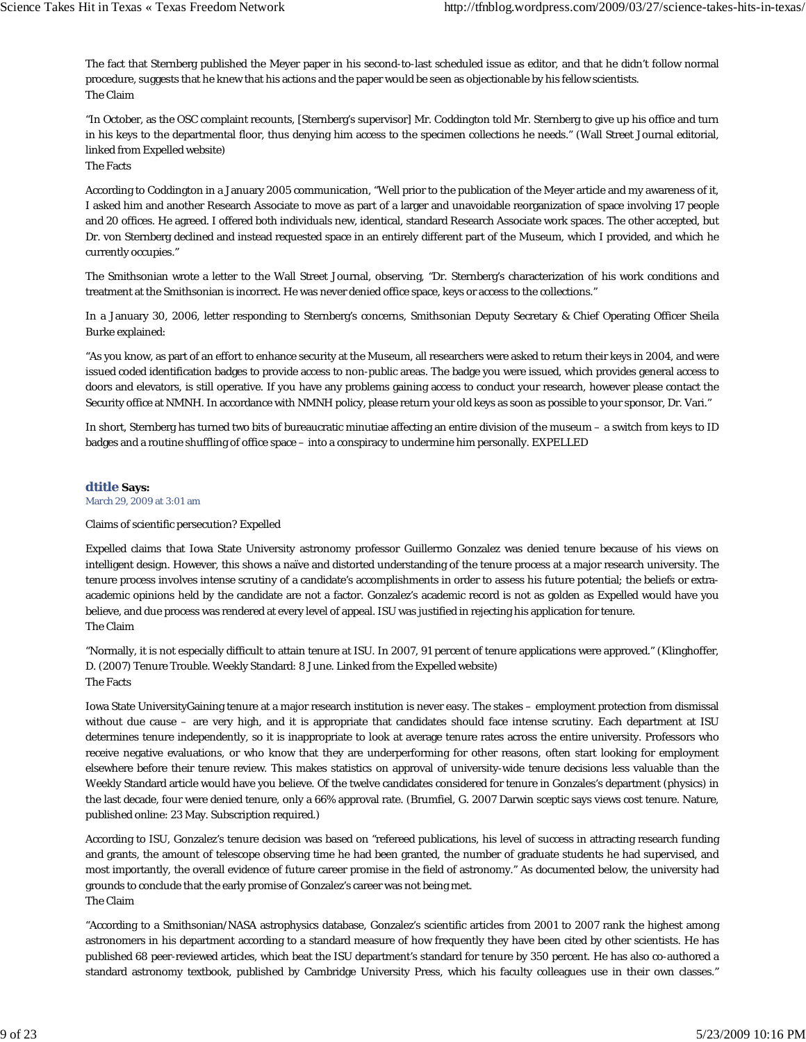The fact that Sternberg published the Meyer paper in his second-to-last scheduled issue as editor, and that he didn't follow normal procedure, suggests that he knew that his actions and the paper would be seen as objectionable by his fellow scientists.
The Claim

"In October, as the OSC complaint recounts, [Sternberg's supervisor] Mr. Coddington told Mr. Sternberg to give up his office and turn in his keys to the departmental floor, thus denying him access to the specimen collections he needs." (Wall Street Journal editorial, linked from Expelled website)
The Facts

According to Coddington in a January 2005 communication, "Well prior to the publication of the Meyer article and my awareness of it, I asked him and another Research Associate to move as part of a larger and unavoidable reorganization of space involving 17 people and 20 offices. He agreed. I offered both individuals new, identical, standard Research Associate work spaces. The other accepted, but Dr. von Sternberg declined and instead requested space in an entirely different part of the Museum, which I provided, and which he currently occupies."

The Smithsonian wrote a letter to the Wall Street Journal, observing, "Dr. Sternberg's characterization of his work conditions and treatment at the Smithsonian is incorrect. He was never denied office space, keys or access to the collections."

In a January 30, 2006, letter responding to Sternberg's concerns, Smithsonian Deputy Secretary & Chief Operating Officer Sheila Burke explained:

"As you know, as part of an effort to enhance security at the Museum, all researchers were asked to return their keys in 2004, and were issued coded identification badges to provide access to non-public areas. The badge you were issued, which provides general access to doors and elevators, is still operative. If you have any problems gaining access to conduct your research, however please contact the Security office at NMNH. In accordance with NMNH policy, please return your old keys as soon as possible to your sponsor, Dr. Vari."

In short, Sternberg has turned two bits of bureaucratic minutiae affecting an entire division of the museum – a switch from keys to ID badges and a routine shuffling of office space – into a conspiracy to undermine him personally. EXPELLED

**dtitle Says:**
March 29, 2009 at 3:01 am

Claims of scientific persecution? Expelled

Expelled claims that Iowa State University astronomy professor Guillermo Gonzalez was denied tenure because of his views on intelligent design. However, this shows a naïve and distorted understanding of the tenure process at a major research university. The tenure process involves intense scrutiny of a candidate's accomplishments in order to assess his future potential; the beliefs or extra-academic opinions held by the candidate are not a factor. Gonzalez's academic record is not as golden as Expelled would have you believe, and due process was rendered at every level of appeal. ISU was justified in rejecting his application for tenure.
The Claim

"Normally, it is not especially difficult to attain tenure at ISU. In 2007, 91 percent of tenure applications were approved." (Klinghoffer, D. (2007) Tenure Trouble. Weekly Standard: 8 June. Linked from the Expelled website)
The Facts

Iowa State UniversityGaining tenure at a major research institution is never easy. The stakes – employment protection from dismissal without due cause – are very high, and it is appropriate that candidates should face intense scrutiny. Each department at ISU determines tenure independently, so it is inappropriate to look at average tenure rates across the entire university. Professors who receive negative evaluations, or who know that they are underperforming for other reasons, often start looking for employment elsewhere before their tenure review. This makes statistics on approval of university-wide tenure decisions less valuable than the Weekly Standard article would have you believe. Of the twelve candidates considered for tenure in Gonzales's department (physics) in the last decade, four were denied tenure, only a 66% approval rate. (Brumfiel, G. 2007 Darwin sceptic says views cost tenure. Nature, published online: 23 May. Subscription required.)

According to ISU, Gonzalez's tenure decision was based on "refereed publications, his level of success in attracting research funding and grants, the amount of telescope observing time he had been granted, the number of graduate students he had supervised, and most importantly, the overall evidence of future career promise in the field of astronomy." As documented below, the university had grounds to conclude that the early promise of Gonzalez's career was not being met.
The Claim

"According to a Smithsonian/NASA astrophysics database, Gonzalez's scientific articles from 2001 to 2007 rank the highest among astronomers in his department according to a standard measure of how frequently they have been cited by other scientists. He has published 68 peer-reviewed articles, which beat the ISU department's standard for tenure by 350 percent. He has also co-authored a standard astronomy textbook, published by Cambridge University Press, which his faculty colleagues use in their own classes."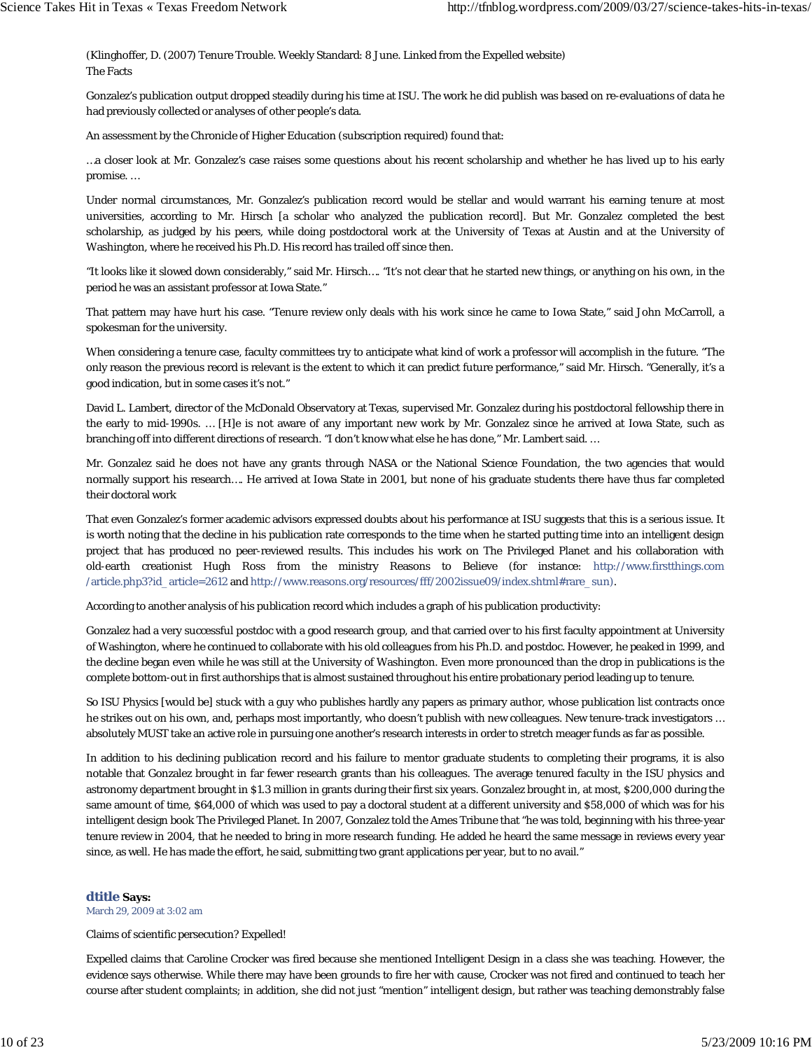(Klinghoffer, D. (2007) Tenure Trouble. Weekly Standard: 8 June. Linked from the Expelled website)
The Facts

Gonzalez's publication output dropped steadily during his time at ISU. The work he did publish was based on re-evaluations of data he had previously collected or analyses of other people's data.

An assessment by the Chronicle of Higher Education (subscription required) found that:

…a closer look at Mr. Gonzalez's case raises some questions about his recent scholarship and whether he has lived up to his early promise. …

Under normal circumstances, Mr. Gonzalez's publication record would be stellar and would warrant his earning tenure at most universities, according to Mr. Hirsch [a scholar who analyzed the publication record]. But Mr. Gonzalez completed the best scholarship, as judged by his peers, while doing postdoctoral work at the University of Texas at Austin and at the University of Washington, where he received his Ph.D. His record has trailed off since then.

"It looks like it slowed down considerably," said Mr. Hirsch…. "It's not clear that he started new things, or anything on his own, in the period he was an assistant professor at Iowa State."

That pattern may have hurt his case. "Tenure review only deals with his work since he came to Iowa State," said John McCarroll, a spokesman for the university.

When considering a tenure case, faculty committees try to anticipate what kind of work a professor will accomplish in the future. "The only reason the previous record is relevant is the extent to which it can predict future performance," said Mr. Hirsch. "Generally, it's a good indication, but in some cases it's not."

David L. Lambert, director of the McDonald Observatory at Texas, supervised Mr. Gonzalez during his postdoctoral fellowship there in the early to mid-1990s. … [H]e is not aware of any important new work by Mr. Gonzalez since he arrived at Iowa State, such as branching off into different directions of research. "I don't know what else he has done," Mr. Lambert said. …

Mr. Gonzalez said he does not have any grants through NASA or the National Science Foundation, the two agencies that would normally support his research…. He arrived at Iowa State in 2001, but none of his graduate students there have thus far completed their doctoral work

That even Gonzalez's former academic advisors expressed doubts about his performance at ISU suggests that this is a serious issue. It is worth noting that the decline in his publication rate corresponds to the time when he started putting time into an intelligent design project that has produced no peer-reviewed results. This includes his work on The Privileged Planet and his collaboration with old-earth creationist Hugh Ross from the ministry Reasons to Believe (for instance: http://www.firstthings.com/article.php3?id_article=2612 and http://www.reasons.org/resources/fff/2002issue09/index.shtml#rare_sun).

According to another analysis of his publication record which includes a graph of his publication productivity:

Gonzalez had a very successful postdoc with a good research group, and that carried over to his first faculty appointment at University of Washington, where he continued to collaborate with his old colleagues from his Ph.D. and postdoc. However, he peaked in 1999, and the decline began even while he was still at the University of Washington. Even more pronounced than the drop in publications is the complete bottom-out in first authorships that is almost sustained throughout his entire probationary period leading up to tenure.

So ISU Physics [would be] stuck with a guy who publishes hardly any papers as primary author, whose publication list contracts once he strikes out on his own, and, perhaps most importantly, who doesn't publish with new colleagues. New tenure-track investigators … absolutely MUST take an active role in pursuing one another's research interests in order to stretch meager funds as far as possible.

In addition to his declining publication record and his failure to mentor graduate students to completing their programs, it is also notable that Gonzalez brought in far fewer research grants than his colleagues. The average tenured faculty in the ISU physics and astronomy department brought in $1.3 million in grants during their first six years. Gonzalez brought in, at most, $200,000 during the same amount of time, $64,000 of which was used to pay a doctoral student at a different university and $58,000 of which was for his intelligent design book The Privileged Planet. In 2007, Gonzalez told the Ames Tribune that "he was told, beginning with his three-year tenure review in 2004, that he needed to bring in more research funding. He added he heard the same message in reviews every year since, as well. He has made the effort, he said, submitting two grant applications per year, but to no avail."

**dtitle Says:**
March 29, 2009 at 3:02 am

Claims of scientific persecution? Expelled!

Expelled claims that Caroline Crocker was fired because she mentioned Intelligent Design in a class she was teaching. However, the evidence says otherwise. While there may have been grounds to fire her with cause, Crocker was not fired and continued to teach her course after student complaints; in addition, she did not just "mention" intelligent design, but rather was teaching demonstrably false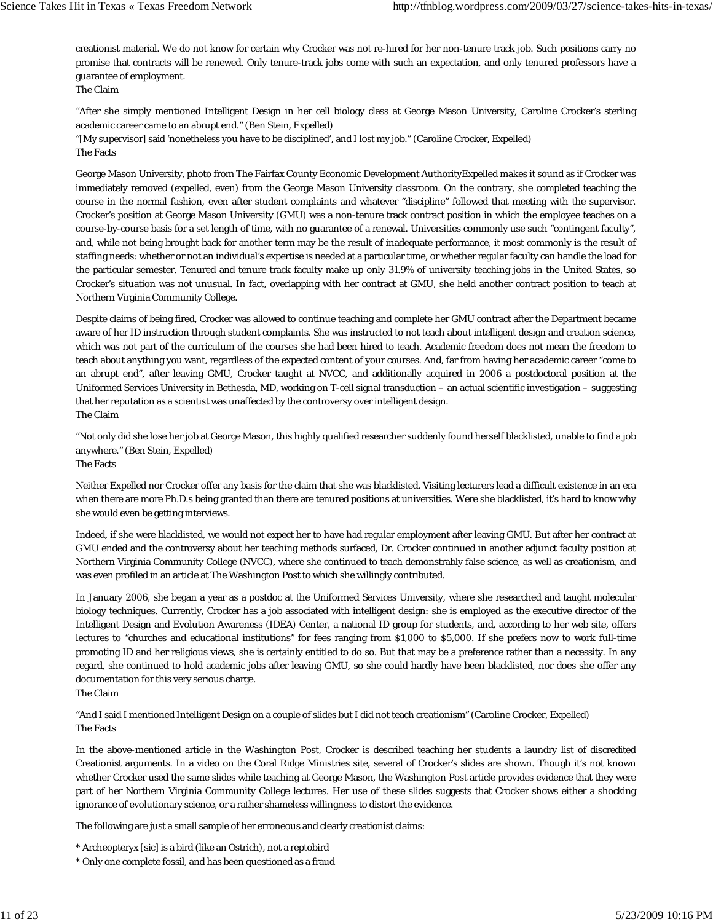creationist material. We do not know for certain why Crocker was not re-hired for her non-tenure track job. Such positions carry no promise that contracts will be renewed. Only tenure-track jobs come with such an expectation, and only tenured professors have a guarantee of employment.

The Claim

"After she simply mentioned Intelligent Design in her cell biology class at George Mason University, Caroline Crocker's sterling academic career came to an abrupt end." (Ben Stein, Expelled)

"[My supervisor] said 'nonetheless you have to be disciplined', and I lost my job." (Caroline Crocker, Expelled)

The Facts

George Mason University, photo from The Fairfax County Economic Development AuthorityExpelled makes it sound as if Crocker was immediately removed (expelled, even) from the George Mason University classroom. On the contrary, she completed teaching the course in the normal fashion, even after student complaints and whatever "discipline" followed that meeting with the supervisor. Crocker's position at George Mason University (GMU) was a non-tenure track contract position in which the employee teaches on a course-by-course basis for a set length of time, with no guarantee of a renewal. Universities commonly use such "contingent faculty", and, while not being brought back for another term may be the result of inadequate performance, it most commonly is the result of staffing needs: whether or not an individual's expertise is needed at a particular time, or whether regular faculty can handle the load for the particular semester. Tenured and tenure track faculty make up only 31.9% of university teaching jobs in the United States, so Crocker's situation was not unusual. In fact, overlapping with her contract at GMU, she held another contract position to teach at Northern Virginia Community College.

Despite claims of being fired, Crocker was allowed to continue teaching and complete her GMU contract after the Department became aware of her ID instruction through student complaints. She was instructed to not teach about intelligent design and creation science, which was not part of the curriculum of the courses she had been hired to teach. Academic freedom does not mean the freedom to teach about anything you want, regardless of the expected content of your courses. And, far from having her academic career "come to an abrupt end", after leaving GMU, Crocker taught at NVCC, and additionally acquired in 2006 a postdoctoral position at the Uniformed Services University in Bethesda, MD, working on T-cell signal transduction – an actual scientific investigation – suggesting that her reputation as a scientist was unaffected by the controversy over intelligent design.

The Claim

"Not only did she lose her job at George Mason, this highly qualified researcher suddenly found herself blacklisted, unable to find a job anywhere." (Ben Stein, Expelled)

The Facts

Neither Expelled nor Crocker offer any basis for the claim that she was blacklisted. Visiting lecturers lead a difficult existence in an era when there are more Ph.D.s being granted than there are tenured positions at universities. Were she blacklisted, it's hard to know why she would even be getting interviews.

Indeed, if she were blacklisted, we would not expect her to have had regular employment after leaving GMU. But after her contract at GMU ended and the controversy about her teaching methods surfaced, Dr. Crocker continued in another adjunct faculty position at Northern Virginia Community College (NVCC), where she continued to teach demonstrably false science, as well as creationism, and was even profiled in an article at The Washington Post to which she willingly contributed.

In January 2006, she began a year as a postdoc at the Uniformed Services University, where she researched and taught molecular biology techniques. Currently, Crocker has a job associated with intelligent design: she is employed as the executive director of the Intelligent Design and Evolution Awareness (IDEA) Center, a national ID group for students, and, according to her web site, offers lectures to "churches and educational institutions" for fees ranging from $1,000 to $5,000. If she prefers now to work full-time promoting ID and her religious views, she is certainly entitled to do so. But that may be a preference rather than a necessity. In any regard, she continued to hold academic jobs after leaving GMU, so she could hardly have been blacklisted, nor does she offer any documentation for this very serious charge.

The Claim

"And I said I mentioned Intelligent Design on a couple of slides but I did not teach creationism" (Caroline Crocker, Expelled)

The Facts

In the above-mentioned article in the Washington Post, Crocker is described teaching her students a laundry list of discredited Creationist arguments. In a video on the Coral Ridge Ministries site, several of Crocker's slides are shown. Though it's not known whether Crocker used the same slides while teaching at George Mason, the Washington Post article provides evidence that they were part of her Northern Virginia Community College lectures. Her use of these slides suggests that Crocker shows either a shocking ignorance of evolutionary science, or a rather shameless willingness to distort the evidence.

The following are just a small sample of her erroneous and clearly creationist claims:

* Archeopteryx [sic] is a bird (like an Ostrich), not a reptobird
* Only one complete fossil, and has been questioned as a fraud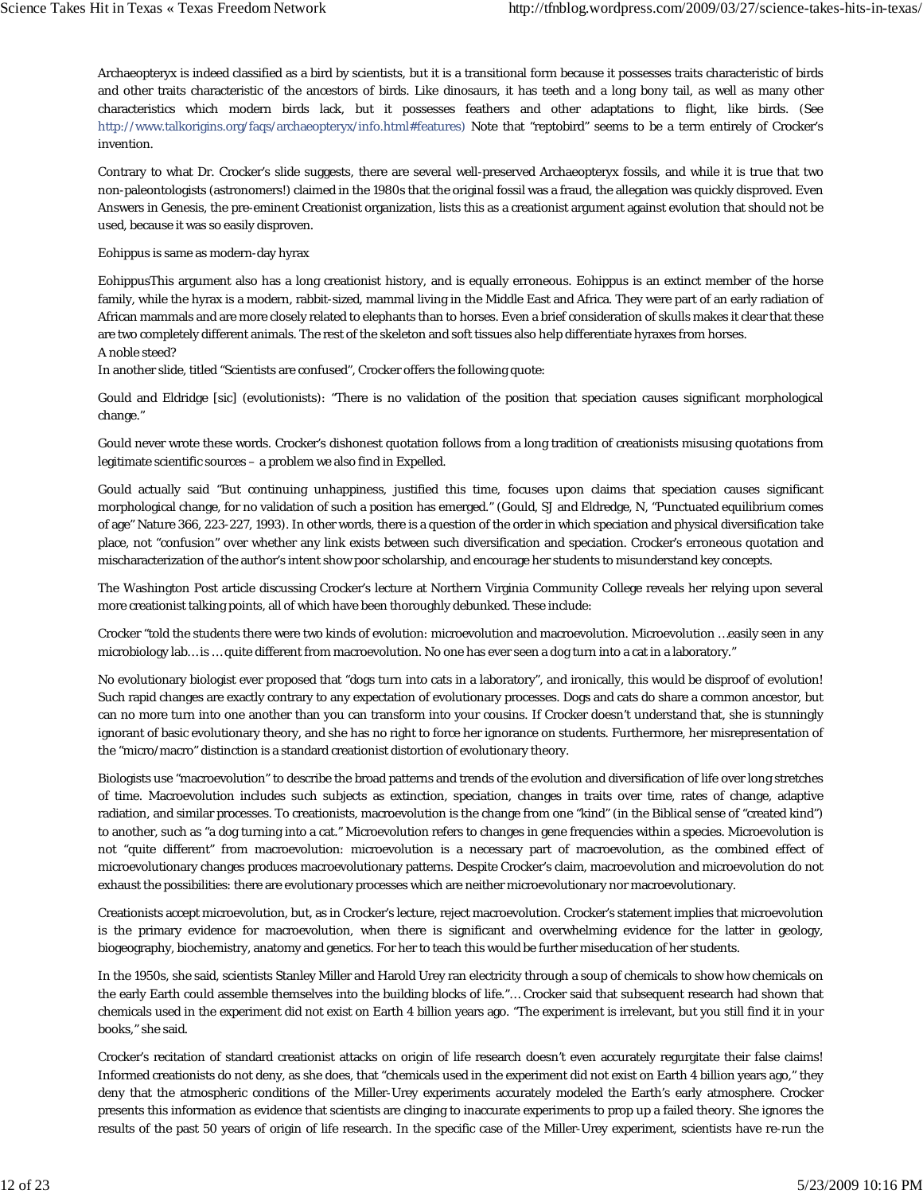Archaeopteryx is indeed classified as a bird by scientists, but it is a transitional form because it possesses traits characteristic of birds and other traits characteristic of the ancestors of birds. Like dinosaurs, it has teeth and a long bony tail, as well as many other characteristics which modern birds lack, but it possesses feathers and other adaptations to flight, like birds. (See http://www.talkorigins.org/faqs/archaeopteryx/info.html#features) Note that "reptobird" seems to be a term entirely of Crocker's invention.

Contrary to what Dr. Crocker's slide suggests, there are several well-preserved Archaeopteryx fossils, and while it is true that two non-paleontologists (astronomers!) claimed in the 1980s that the original fossil was a fraud, the allegation was quickly disproved. Even Answers in Genesis, the pre-eminent Creationist organization, lists this as a creationist argument against evolution that should not be used, because it was so easily disproven.

Eohippus is same as modern-day hyrax

EohippusThis argument also has a long creationist history, and is equally erroneous. Eohippus is an extinct member of the horse family, while the hyrax is a modern, rabbit-sized, mammal living in the Middle East and Africa. They were part of an early radiation of African mammals and are more closely related to elephants than to horses. Even a brief consideration of skulls makes it clear that these are two completely different animals. The rest of the skeleton and soft tissues also help differentiate hyraxes from horses.
A noble steed?
In another slide, titled "Scientists are confused", Crocker offers the following quote:

Gould and Eldridge [sic] (evolutionists): "There is no validation of the position that speciation causes significant morphological change."

Gould never wrote these words. Crocker's dishonest quotation follows from a long tradition of creationists misusing quotations from legitimate scientific sources – a problem we also find in Expelled.

Gould actually said "But continuing unhappiness, justified this time, focuses upon claims that speciation causes significant morphological change, for no validation of such a position has emerged." (Gould, SJ and Eldredge, N, "Punctuated equilibrium comes of age" Nature 366, 223-227, 1993). In other words, there is a question of the order in which speciation and physical diversification take place, not "confusion" over whether any link exists between such diversification and speciation. Crocker's erroneous quotation and mischaracterization of the author's intent show poor scholarship, and encourage her students to misunderstand key concepts.

The Washington Post article discussing Crocker's lecture at Northern Virginia Community College reveals her relying upon several more creationist talking points, all of which have been thoroughly debunked. These include:

Crocker "told the students there were two kinds of evolution: microevolution and macroevolution. Microevolution …easily seen in any microbiology lab… is … quite different from macroevolution. No one has ever seen a dog turn into a cat in a laboratory."

No evolutionary biologist ever proposed that "dogs turn into cats in a laboratory", and ironically, this would be disproof of evolution! Such rapid changes are exactly contrary to any expectation of evolutionary processes. Dogs and cats do share a common ancestor, but can no more turn into one another than you can transform into your cousins. If Crocker doesn't understand that, she is stunningly ignorant of basic evolutionary theory, and she has no right to force her ignorance on students. Furthermore, her misrepresentation of the "micro/macro" distinction is a standard creationist distortion of evolutionary theory.

Biologists use "macroevolution" to describe the broad patterns and trends of the evolution and diversification of life over long stretches of time. Macroevolution includes such subjects as extinction, speciation, changes in traits over time, rates of change, adaptive radiation, and similar processes. To creationists, macroevolution is the change from one "kind" (in the Biblical sense of "created kind") to another, such as "a dog turning into a cat." Microevolution refers to changes in gene frequencies within a species. Microevolution is not "quite different" from macroevolution: microevolution is a necessary part of macroevolution, as the combined effect of microevolutionary changes produces macroevolutionary patterns. Despite Crocker's claim, macroevolution and microevolution do not exhaust the possibilities: there are evolutionary processes which are neither microevolutionary nor macroevolutionary.

Creationists accept microevolution, but, as in Crocker's lecture, reject macroevolution. Crocker's statement implies that microevolution is the primary evidence for macroevolution, when there is significant and overwhelming evidence for the latter in geology, biogeography, biochemistry, anatomy and genetics. For her to teach this would be further miseducation of her students.

In the 1950s, she said, scientists Stanley Miller and Harold Urey ran electricity through a soup of chemicals to show how chemicals on the early Earth could assemble themselves into the building blocks of life."… Crocker said that subsequent research had shown that chemicals used in the experiment did not exist on Earth 4 billion years ago. "The experiment is irrelevant, but you still find it in your books," she said.

Crocker's recitation of standard creationist attacks on origin of life research doesn't even accurately regurgitate their false claims! Informed creationists do not deny, as she does, that "chemicals used in the experiment did not exist on Earth 4 billion years ago," they deny that the atmospheric conditions of the Miller-Urey experiments accurately modeled the Earth's early atmosphere. Crocker presents this information as evidence that scientists are clinging to inaccurate experiments to prop up a failed theory. She ignores the results of the past 50 years of origin of life research. In the specific case of the Miller-Urey experiment, scientists have re-run the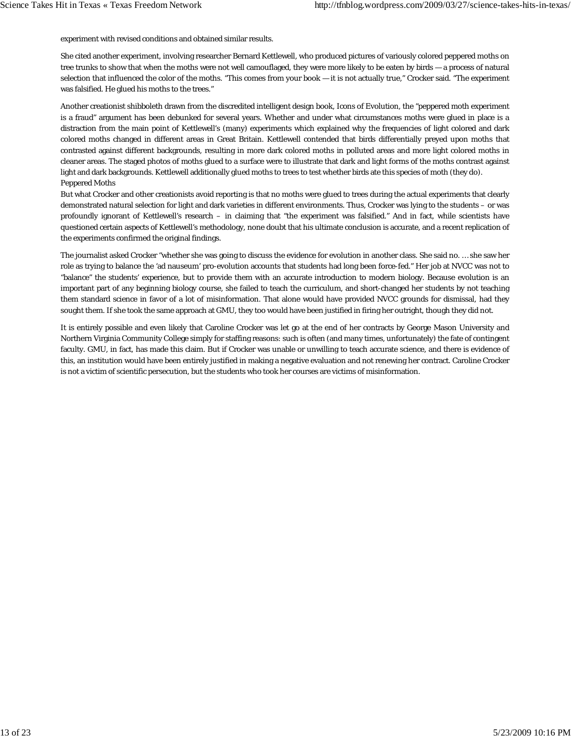experiment with revised conditions and obtained similar results.

She cited another experiment, involving researcher Bernard Kettlewell, who produced pictures of variously colored peppered moths on tree trunks to show that when the moths were not well camouflaged, they were more likely to be eaten by birds — a process of natural selection that influenced the color of the moths. "This comes from your book — it is not actually true," Crocker said. "The experiment was falsified. He glued his moths to the trees."

Another creationist shibboleth drawn from the discredited intelligent design book, Icons of Evolution, the "peppered moth experiment is a fraud" argument has been debunked for several years. Whether and under what circumstances moths were glued in place is a distraction from the main point of Kettlewell's (many) experiments which explained why the frequencies of light colored and dark colored moths changed in different areas in Great Britain. Kettlewell contended that birds differentially preyed upon moths that contrasted against different backgrounds, resulting in more dark colored moths in polluted areas and more light colored moths in cleaner areas. The staged photos of moths glued to a surface were to illustrate that dark and light forms of the moths contrast against light and dark backgrounds. Kettlewell additionally glued moths to trees to test whether birds ate this species of moth (they do).

Peppered Moths

But what Crocker and other creationists avoid reporting is that no moths were glued to trees during the actual experiments that clearly demonstrated natural selection for light and dark varieties in different environments. Thus, Crocker was lying to the students – or was profoundly ignorant of Kettlewell's research – in claiming that "the experiment was falsified." And in fact, while scientists have questioned certain aspects of Kettlewell's methodology, none doubt that his ultimate conclusion is accurate, and a recent replication of the experiments confirmed the original findings.

The journalist asked Crocker "whether she was going to discuss the evidence for evolution in another class. She said no. … she saw her role as trying to balance the 'ad nauseum' pro-evolution accounts that students had long been force-fed." Her job at NVCC was not to "balance" the students' experience, but to provide them with an accurate introduction to modern biology. Because evolution is an important part of any beginning biology course, she failed to teach the curriculum, and short-changed her students by not teaching them standard science in favor of a lot of misinformation. That alone would have provided NVCC grounds for dismissal, had they sought them. If she took the same approach at GMU, they too would have been justified in firing her outright, though they did not.

It is entirely possible and even likely that Caroline Crocker was let go at the end of her contracts by George Mason University and Northern Virginia Community College simply for staffing reasons: such is often (and many times, unfortunately) the fate of contingent faculty. GMU, in fact, has made this claim. But if Crocker was unable or unwilling to teach accurate science, and there is evidence of this, an institution would have been entirely justified in making a negative evaluation and not renewing her contract. Caroline Crocker is not a victim of scientific persecution, but the students who took her courses are victims of misinformation.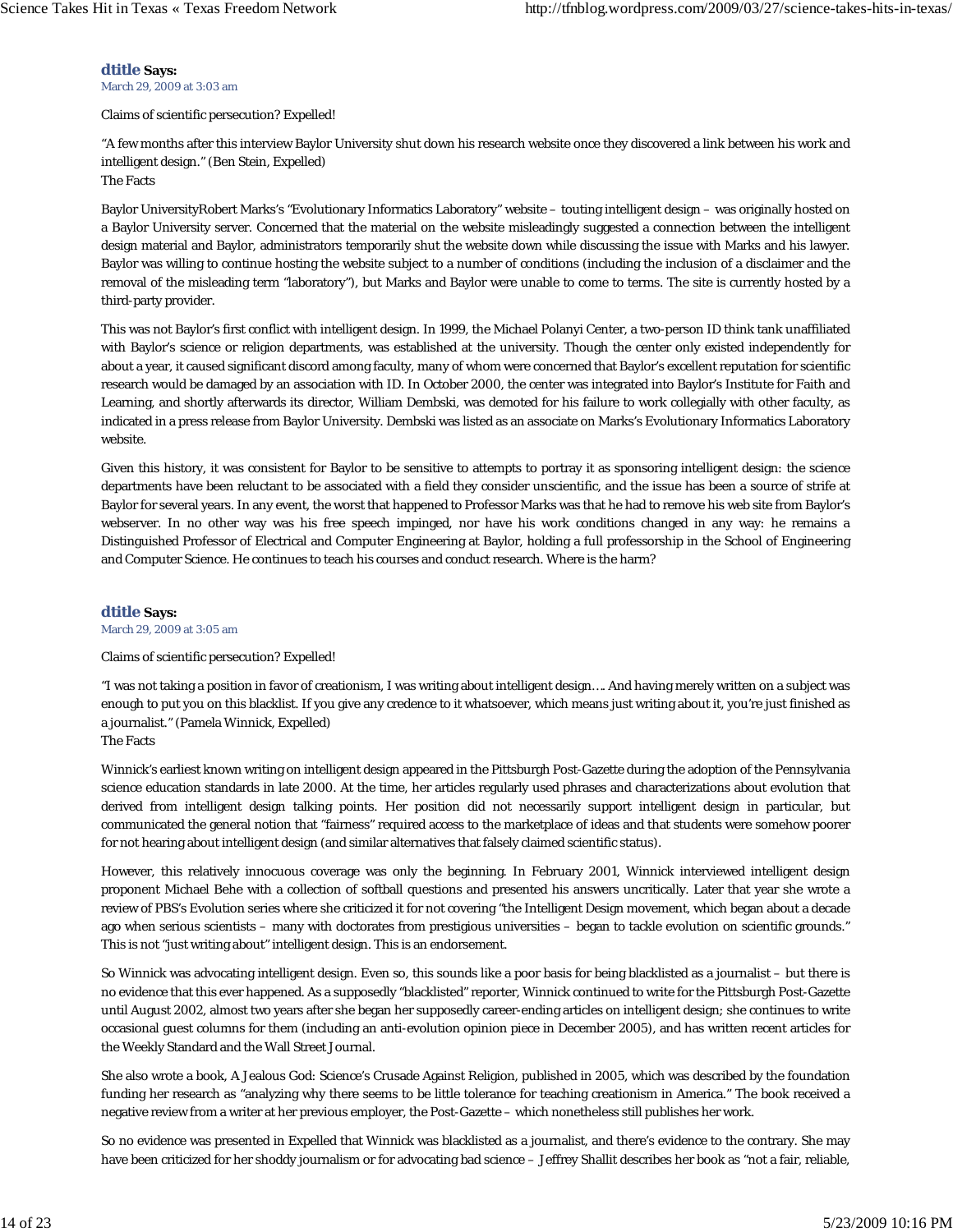**dtitle** Says:
March 29, 2009 at 3:03 am

Claims of scientific persecution? Expelled!

"A few months after this interview Baylor University shut down his research website once they discovered a link between his work and intelligent design." (Ben Stein, Expelled)
The Facts

Baylor UniversityRobert Marks's "Evolutionary Informatics Laboratory" website – touting intelligent design – was originally hosted on a Baylor University server. Concerned that the material on the website misleadingly suggested a connection between the intelligent design material and Baylor, administrators temporarily shut the website down while discussing the issue with Marks and his lawyer. Baylor was willing to continue hosting the website subject to a number of conditions (including the inclusion of a disclaimer and the removal of the misleading term "laboratory"), but Marks and Baylor were unable to come to terms. The site is currently hosted by a third-party provider.

This was not Baylor's first conflict with intelligent design. In 1999, the Michael Polanyi Center, a two-person ID think tank unaffiliated with Baylor's science or religion departments, was established at the university. Though the center only existed independently for about a year, it caused significant discord among faculty, many of whom were concerned that Baylor's excellent reputation for scientific research would be damaged by an association with ID. In October 2000, the center was integrated into Baylor's Institute for Faith and Learning, and shortly afterwards its director, William Dembski, was demoted for his failure to work collegially with other faculty, as indicated in a press release from Baylor University. Dembski was listed as an associate on Marks's Evolutionary Informatics Laboratory website.

Given this history, it was consistent for Baylor to be sensitive to attempts to portray it as sponsoring intelligent design: the science departments have been reluctant to be associated with a field they consider unscientific, and the issue has been a source of strife at Baylor for several years. In any event, the worst that happened to Professor Marks was that he had to remove his web site from Baylor's webserver. In no other way was his free speech impinged, nor have his work conditions changed in any way: he remains a Distinguished Professor of Electrical and Computer Engineering at Baylor, holding a full professorship in the School of Engineering and Computer Science. He continues to teach his courses and conduct research. Where is the harm?

**dtitle** Says:
March 29, 2009 at 3:05 am

Claims of scientific persecution? Expelled!

"I was not taking a position in favor of creationism, I was writing about intelligent design…. And having merely written on a subject was enough to put you on this blacklist. If you give any credence to it whatsoever, which means just writing about it, you're just finished as a journalist." (Pamela Winnick, Expelled)
The Facts

Winnick's earliest known writing on intelligent design appeared in the Pittsburgh Post-Gazette during the adoption of the Pennsylvania science education standards in late 2000. At the time, her articles regularly used phrases and characterizations about evolution that derived from intelligent design talking points. Her position did not necessarily support intelligent design in particular, but communicated the general notion that "fairness" required access to the marketplace of ideas and that students were somehow poorer for not hearing about intelligent design (and similar alternatives that falsely claimed scientific status).

However, this relatively innocuous coverage was only the beginning. In February 2001, Winnick interviewed intelligent design proponent Michael Behe with a collection of softball questions and presented his answers uncritically. Later that year she wrote a review of PBS's Evolution series where she criticized it for not covering "the Intelligent Design movement, which began about a decade ago when serious scientists – many with doctorates from prestigious universities – began to tackle evolution on scientific grounds." This is not "just writing about" intelligent design. This is an endorsement.

So Winnick was advocating intelligent design. Even so, this sounds like a poor basis for being blacklisted as a journalist – but there is no evidence that this ever happened. As a supposedly "blacklisted" reporter, Winnick continued to write for the Pittsburgh Post-Gazette until August 2002, almost two years after she began her supposedly career-ending articles on intelligent design; she continues to write occasional guest columns for them (including an anti-evolution opinion piece in December 2005), and has written recent articles for the Weekly Standard and the Wall Street Journal.

She also wrote a book, A Jealous God: Science's Crusade Against Religion, published in 2005, which was described by the foundation funding her research as "analyzing why there seems to be little tolerance for teaching creationism in America." The book received a negative review from a writer at her previous employer, the Post-Gazette – which nonetheless still publishes her work.

So no evidence was presented in Expelled that Winnick was blacklisted as a journalist, and there's evidence to the contrary. She may have been criticized for her shoddy journalism or for advocating bad science – Jeffrey Shallit describes her book as "not a fair, reliable,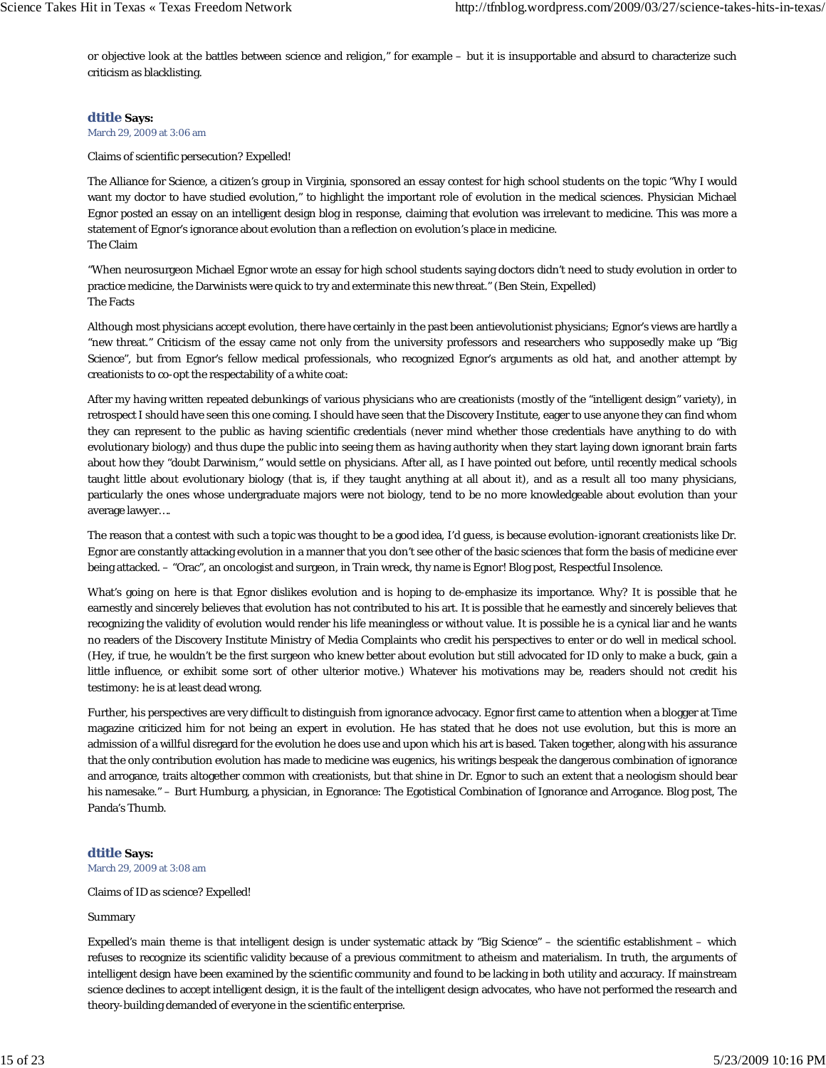or objective look at the battles between science and religion," for example – but it is insupportable and absurd to characterize such criticism as blacklisting.

**dtitle Says:**
March 29, 2009 at 3:06 am

Claims of scientific persecution? Expelled!

The Alliance for Science, a citizen's group in Virginia, sponsored an essay contest for high school students on the topic "Why I would want my doctor to have studied evolution," to highlight the important role of evolution in the medical sciences. Physician Michael Egnor posted an essay on an intelligent design blog in response, claiming that evolution was irrelevant to medicine. This was more a statement of Egnor's ignorance about evolution than a reflection on evolution's place in medicine.
The Claim

"When neurosurgeon Michael Egnor wrote an essay for high school students saying doctors didn't need to study evolution in order to practice medicine, the Darwinists were quick to try and exterminate this new threat." (Ben Stein, Expelled)
The Facts

Although most physicians accept evolution, there have certainly in the past been antievolutionist physicians; Egnor's views are hardly a "new threat." Criticism of the essay came not only from the university professors and researchers who supposedly make up "Big Science", but from Egnor's fellow medical professionals, who recognized Egnor's arguments as old hat, and another attempt by creationists to co-opt the respectability of a white coat:

After my having written repeated debunkings of various physicians who are creationists (mostly of the "intelligent design" variety), in retrospect I should have seen this one coming. I should have seen that the Discovery Institute, eager to use anyone they can find whom they can represent to the public as having scientific credentials (never mind whether those credentials have anything to do with evolutionary biology) and thus dupe the public into seeing them as having authority when they start laying down ignorant brain farts about how they "doubt Darwinism," would settle on physicians. After all, as I have pointed out before, until recently medical schools taught little about evolutionary biology (that is, if they taught anything at all about it), and as a result all too many physicians, particularly the ones whose undergraduate majors were not biology, tend to be no more knowledgeable about evolution than your average lawyer….

The reason that a contest with such a topic was thought to be a good idea, I'd guess, is because evolution-ignorant creationists like Dr. Egnor are constantly attacking evolution in a manner that you don't see other of the basic sciences that form the basis of medicine ever being attacked. – "Orac", an oncologist and surgeon, in Train wreck, thy name is Egnor! Blog post, Respectful Insolence.

What's going on here is that Egnor dislikes evolution and is hoping to de-emphasize its importance. Why? It is possible that he earnestly and sincerely believes that evolution has not contributed to his art. It is possible that he earnestly and sincerely believes that recognizing the validity of evolution would render his life meaningless or without value. It is possible he is a cynical liar and he wants no readers of the Discovery Institute Ministry of Media Complaints who credit his perspectives to enter or do well in medical school. (Hey, if true, he wouldn't be the first surgeon who knew better about evolution but still advocated for ID only to make a buck, gain a little influence, or exhibit some sort of other ulterior motive.) Whatever his motivations may be, readers should not credit his testimony: he is at least dead wrong.

Further, his perspectives are very difficult to distinguish from ignorance advocacy. Egnor first came to attention when a blogger at Time magazine criticized him for not being an expert in evolution. He has stated that he does not use evolution, but this is more an admission of a willful disregard for the evolution he does use and upon which his art is based. Taken together, along with his assurance that the only contribution evolution has made to medicine was eugenics, his writings bespeak the dangerous combination of ignorance and arrogance, traits altogether common with creationists, but that shine in Dr. Egnor to such an extent that a neologism should bear his namesake." – Burt Humburg, a physician, in Egnorance: The Egotistical Combination of Ignorance and Arrogance. Blog post, The Panda's Thumb.

**dtitle Says:**
March 29, 2009 at 3:08 am

Claims of ID as science? Expelled!

Summary

Expelled's main theme is that intelligent design is under systematic attack by "Big Science" – the scientific establishment – which refuses to recognize its scientific validity because of a previous commitment to atheism and materialism. In truth, the arguments of intelligent design have been examined by the scientific community and found to be lacking in both utility and accuracy. If mainstream science declines to accept intelligent design, it is the fault of the intelligent design advocates, who have not performed the research and theory-building demanded of everyone in the scientific enterprise.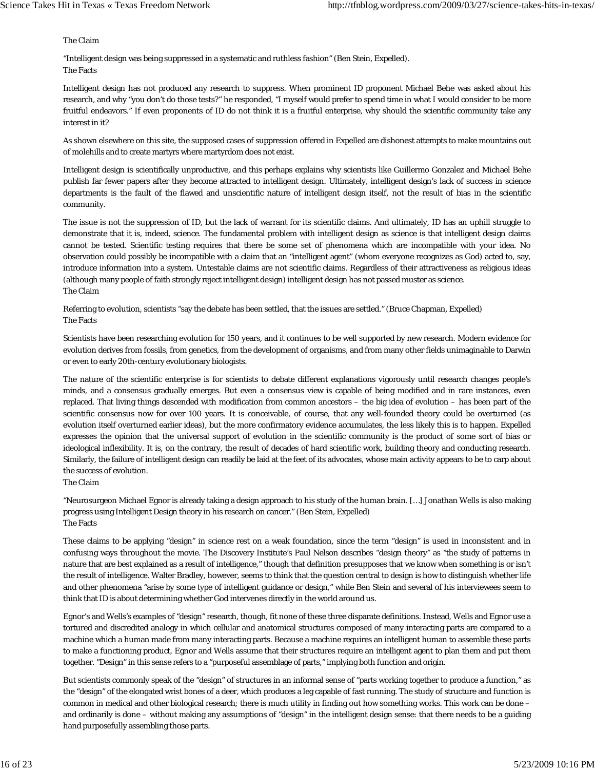The Claim

"Intelligent design was being suppressed in a systematic and ruthless fashion" (Ben Stein, Expelled).

The Facts

Intelligent design has not produced any research to suppress. When prominent ID proponent Michael Behe was asked about his research, and why "you don't do those tests?" he responded, "I myself would prefer to spend time in what I would consider to be more fruitful endeavors." If even proponents of ID do not think it is a fruitful enterprise, why should the scientific community take any interest in it?

As shown elsewhere on this site, the supposed cases of suppression offered in Expelled are dishonest attempts to make mountains out of molehills and to create martyrs where martyrdom does not exist.

Intelligent design is scientifically unproductive, and this perhaps explains why scientists like Guillermo Gonzalez and Michael Behe publish far fewer papers after they become attracted to intelligent design. Ultimately, intelligent design's lack of success in science departments is the fault of the flawed and unscientific nature of intelligent design itself, not the result of bias in the scientific community.

The issue is not the suppression of ID, but the lack of warrant for its scientific claims. And ultimately, ID has an uphill struggle to demonstrate that it is, indeed, science. The fundamental problem with intelligent design as science is that intelligent design claims cannot be tested. Scientific testing requires that there be some set of phenomena which are incompatible with your idea. No observation could possibly be incompatible with a claim that an "intelligent agent" (whom everyone recognizes as God) acted to, say, introduce information into a system. Untestable claims are not scientific claims. Regardless of their attractiveness as religious ideas (although many people of faith strongly reject intelligent design) intelligent design has not passed muster as science.

The Claim

Referring to evolution, scientists "say the debate has been settled, that the issues are settled." (Bruce Chapman, Expelled)

The Facts

Scientists have been researching evolution for 150 years, and it continues to be well supported by new research. Modern evidence for evolution derives from fossils, from genetics, from the development of organisms, and from many other fields unimaginable to Darwin or even to early 20th-century evolutionary biologists.

The nature of the scientific enterprise is for scientists to debate different explanations vigorously until research changes people's minds, and a consensus gradually emerges. But even a consensus view is capable of being modified and in rare instances, even replaced. That living things descended with modification from common ancestors – the big idea of evolution – has been part of the scientific consensus now for over 100 years. It is conceivable, of course, that any well-founded theory could be overturned (as evolution itself overturned earlier ideas), but the more confirmatory evidence accumulates, the less likely this is to happen. Expelled expresses the opinion that the universal support of evolution in the scientific community is the product of some sort of bias or ideological inflexibility. It is, on the contrary, the result of decades of hard scientific work, building theory and conducting research. Similarly, the failure of intelligent design can readily be laid at the feet of its advocates, whose main activity appears to be to carp about the success of evolution.

The Claim

"Neurosurgeon Michael Egnor is already taking a design approach to his study of the human brain. […] Jonathan Wells is also making progress using Intelligent Design theory in his research on cancer." (Ben Stein, Expelled)

The Facts

These claims to be applying "design" in science rest on a weak foundation, since the term "design" is used in inconsistent and in confusing ways throughout the movie. The Discovery Institute's Paul Nelson describes "design theory" as "the study of patterns in nature that are best explained as a result of intelligence," though that definition presupposes that we know when something is or isn't the result of intelligence. Walter Bradley, however, seems to think that the question central to design is how to distinguish whether life and other phenomena "arise by some type of intelligent guidance or design," while Ben Stein and several of his interviewees seem to think that ID is about determining whether God intervenes directly in the world around us.

Egnor's and Wells's examples of "design" research, though, fit none of these three disparate definitions. Instead, Wells and Egnor use a tortured and discredited analogy in which cellular and anatomical structures composed of many interacting parts are compared to a machine which a human made from many interacting parts. Because a machine requires an intelligent human to assemble these parts to make a functioning product, Egnor and Wells assume that their structures require an intelligent agent to plan them and put them together. "Design" in this sense refers to a "purposeful assemblage of parts," implying both function and origin.

But scientists commonly speak of the "design" of structures in an informal sense of "parts working together to produce a function," as the "design" of the elongated wrist bones of a deer, which produces a leg capable of fast running. The study of structure and function is common in medical and other biological research; there is much utility in finding out how something works. This work can be done – and ordinarily is done – without making any assumptions of "design" in the intelligent design sense: that there needs to be a guiding hand purposefully assembling those parts.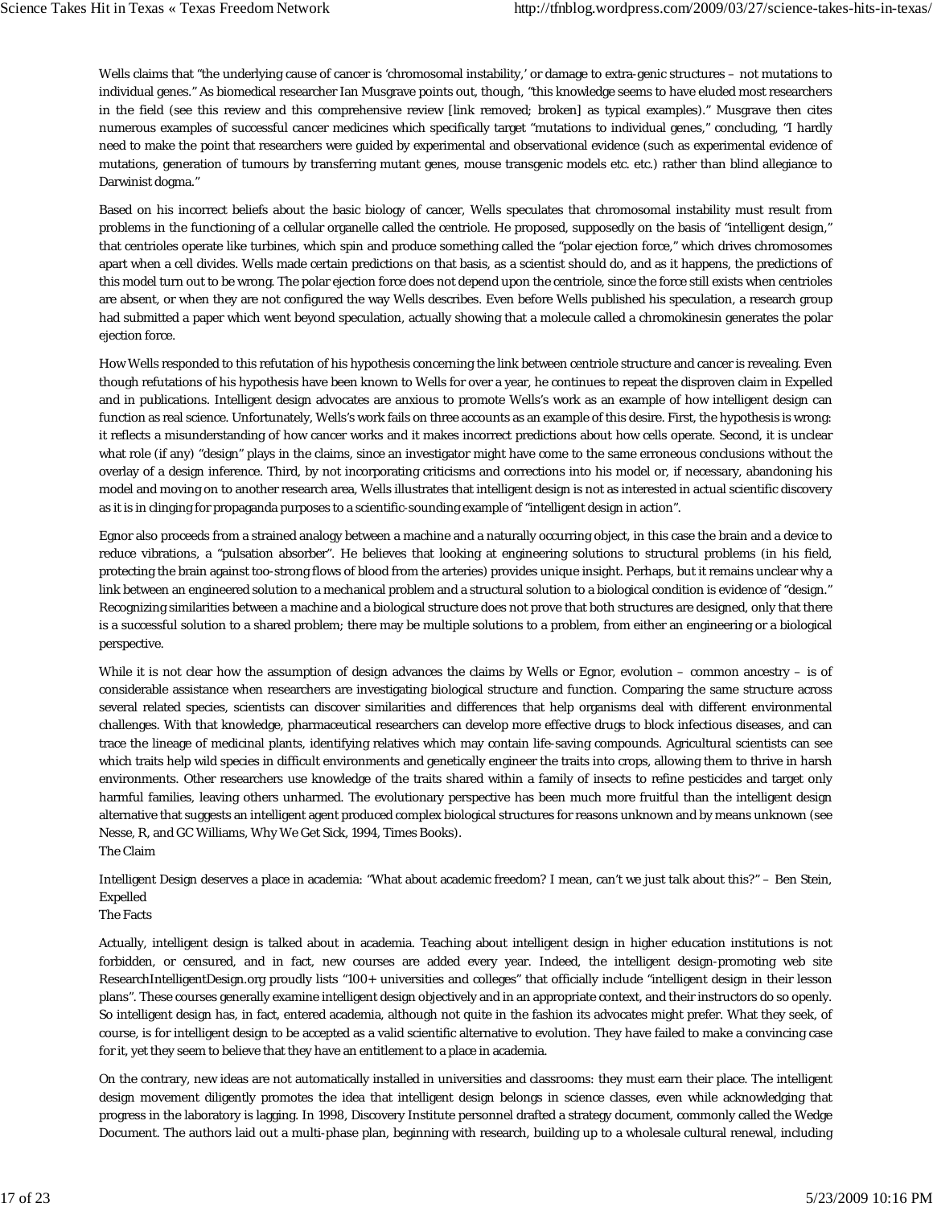Wells claims that "the underlying cause of cancer is 'chromosomal instability,' or damage to extra-genic structures – not mutations to individual genes." As biomedical researcher Ian Musgrave points out, though, "this knowledge seems to have eluded most researchers in the field (see this review and this comprehensive review [link removed; broken] as typical examples)." Musgrave then cites numerous examples of successful cancer medicines which specifically target "mutations to individual genes," concluding, "I hardly need to make the point that researchers were guided by experimental and observational evidence (such as experimental evidence of mutations, generation of tumours by transferring mutant genes, mouse transgenic models etc. etc.) rather than blind allegiance to Darwinist dogma."

Based on his incorrect beliefs about the basic biology of cancer, Wells speculates that chromosomal instability must result from problems in the functioning of a cellular organelle called the centriole. He proposed, supposedly on the basis of "intelligent design," that centrioles operate like turbines, which spin and produce something called the "polar ejection force," which drives chromosomes apart when a cell divides. Wells made certain predictions on that basis, as a scientist should do, and as it happens, the predictions of this model turn out to be wrong. The polar ejection force does not depend upon the centriole, since the force still exists when centrioles are absent, or when they are not configured the way Wells describes. Even before Wells published his speculation, a research group had submitted a paper which went beyond speculation, actually showing that a molecule called a chromokinesin generates the polar ejection force.

How Wells responded to this refutation of his hypothesis concerning the link between centriole structure and cancer is revealing. Even though refutations of his hypothesis have been known to Wells for over a year, he continues to repeat the disproven claim in Expelled and in publications. Intelligent design advocates are anxious to promote Wells's work as an example of how intelligent design can function as real science. Unfortunately, Wells's work fails on three accounts as an example of this desire. First, the hypothesis is wrong: it reflects a misunderstanding of how cancer works and it makes incorrect predictions about how cells operate. Second, it is unclear what role (if any) "design" plays in the claims, since an investigator might have come to the same erroneous conclusions without the overlay of a design inference. Third, by not incorporating criticisms and corrections into his model or, if necessary, abandoning his model and moving on to another research area, Wells illustrates that intelligent design is not as interested in actual scientific discovery as it is in clinging for propaganda purposes to a scientific-sounding example of "intelligent design in action".

Egnor also proceeds from a strained analogy between a machine and a naturally occurring object, in this case the brain and a device to reduce vibrations, a "pulsation absorber". He believes that looking at engineering solutions to structural problems (in his field, protecting the brain against too-strong flows of blood from the arteries) provides unique insight. Perhaps, but it remains unclear why a link between an engineered solution to a mechanical problem and a structural solution to a biological condition is evidence of "design." Recognizing similarities between a machine and a biological structure does not prove that both structures are designed, only that there is a successful solution to a shared problem; there may be multiple solutions to a problem, from either an engineering or a biological perspective.

While it is not clear how the assumption of design advances the claims by Wells or Egnor, evolution – common ancestry – is of considerable assistance when researchers are investigating biological structure and function. Comparing the same structure across several related species, scientists can discover similarities and differences that help organisms deal with different environmental challenges. With that knowledge, pharmaceutical researchers can develop more effective drugs to block infectious diseases, and can trace the lineage of medicinal plants, identifying relatives which may contain life-saving compounds. Agricultural scientists can see which traits help wild species in difficult environments and genetically engineer the traits into crops, allowing them to thrive in harsh environments. Other researchers use knowledge of the traits shared within a family of insects to refine pesticides and target only harmful families, leaving others unharmed. The evolutionary perspective has been much more fruitful than the intelligent design alternative that suggests an intelligent agent produced complex biological structures for reasons unknown and by means unknown (see Nesse, R, and GC Williams, Why We Get Sick, 1994, Times Books).

The Claim

Intelligent Design deserves a place in academia: "What about academic freedom? I mean, can't we just talk about this?" – Ben Stein, Expelled

The Facts

Actually, intelligent design is talked about in academia. Teaching about intelligent design in higher education institutions is not forbidden, or censured, and in fact, new courses are added every year. Indeed, the intelligent design-promoting web site ResearchIntelligentDesign.org proudly lists "100+ universities and colleges" that officially include "intelligent design in their lesson plans". These courses generally examine intelligent design objectively and in an appropriate context, and their instructors do so openly. So intelligent design has, in fact, entered academia, although not quite in the fashion its advocates might prefer. What they seek, of course, is for intelligent design to be accepted as a valid scientific alternative to evolution. They have failed to make a convincing case for it, yet they seem to believe that they have an entitlement to a place in academia.

On the contrary, new ideas are not automatically installed in universities and classrooms: they must earn their place. The intelligent design movement diligently promotes the idea that intelligent design belongs in science classes, even while acknowledging that progress in the laboratory is lagging. In 1998, Discovery Institute personnel drafted a strategy document, commonly called the Wedge Document. The authors laid out a multi-phase plan, beginning with research, building up to a wholesale cultural renewal, including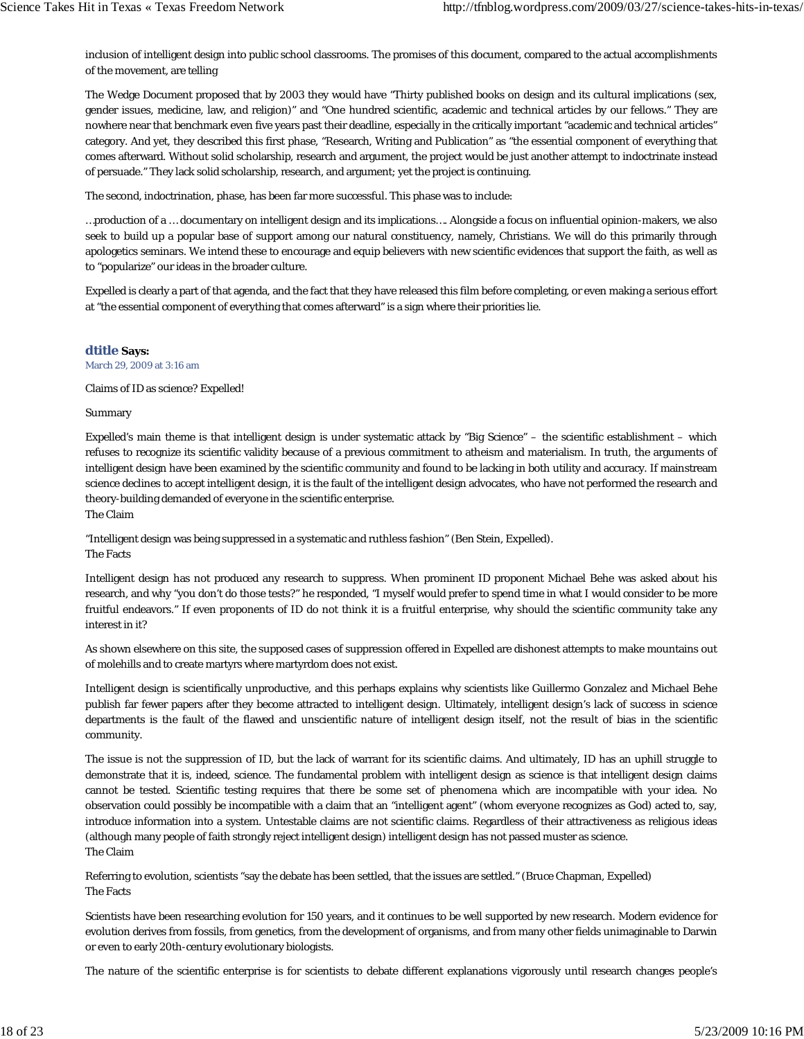inclusion of intelligent design into public school classrooms. The promises of this document, compared to the actual accomplishments of the movement, are telling

The Wedge Document proposed that by 2003 they would have "Thirty published books on design and its cultural implications (sex, gender issues, medicine, law, and religion)" and "One hundred scientific, academic and technical articles by our fellows." They are nowhere near that benchmark even five years past their deadline, especially in the critically important "academic and technical articles" category. And yet, they described this first phase, "Research, Writing and Publication" as "the essential component of everything that comes afterward. Without solid scholarship, research and argument, the project would be just another attempt to indoctrinate instead of persuade." They lack solid scholarship, research, and argument; yet the project is continuing.

The second, indoctrination, phase, has been far more successful. This phase was to include:

…production of a … documentary on intelligent design and its implications…. Alongside a focus on influential opinion-makers, we also seek to build up a popular base of support among our natural constituency, namely, Christians. We will do this primarily through apologetics seminars. We intend these to encourage and equip believers with new scientific evidences that support the faith, as well as to "popularize" our ideas in the broader culture.

Expelled is clearly a part of that agenda, and the fact that they have released this film before completing, or even making a serious effort at "the essential component of everything that comes afterward" is a sign where their priorities lie.

**dtitle Says:**
March 29, 2009 at 3:16 am

Claims of ID as science? Expelled!

Summary

Expelled's main theme is that intelligent design is under systematic attack by "Big Science" – the scientific establishment – which refuses to recognize its scientific validity because of a previous commitment to atheism and materialism. In truth, the arguments of intelligent design have been examined by the scientific community and found to be lacking in both utility and accuracy. If mainstream science declines to accept intelligent design, it is the fault of the intelligent design advocates, who have not performed the research and theory-building demanded of everyone in the scientific enterprise.
The Claim

"Intelligent design was being suppressed in a systematic and ruthless fashion" (Ben Stein, Expelled).
The Facts

Intelligent design has not produced any research to suppress. When prominent ID proponent Michael Behe was asked about his research, and why "you don't do those tests?" he responded, "I myself would prefer to spend time in what I would consider to be more fruitful endeavors." If even proponents of ID do not think it is a fruitful enterprise, why should the scientific community take any interest in it?

As shown elsewhere on this site, the supposed cases of suppression offered in Expelled are dishonest attempts to make mountains out of molehills and to create martyrs where martyrdom does not exist.

Intelligent design is scientifically unproductive, and this perhaps explains why scientists like Guillermo Gonzalez and Michael Behe publish far fewer papers after they become attracted to intelligent design. Ultimately, intelligent design's lack of success in science departments is the fault of the flawed and unscientific nature of intelligent design itself, not the result of bias in the scientific community.

The issue is not the suppression of ID, but the lack of warrant for its scientific claims. And ultimately, ID has an uphill struggle to demonstrate that it is, indeed, science. The fundamental problem with intelligent design as science is that intelligent design claims cannot be tested. Scientific testing requires that there be some set of phenomena which are incompatible with your idea. No observation could possibly be incompatible with a claim that an "intelligent agent" (whom everyone recognizes as God) acted to, say, introduce information into a system. Untestable claims are not scientific claims. Regardless of their attractiveness as religious ideas (although many people of faith strongly reject intelligent design) intelligent design has not passed muster as science.
The Claim

Referring to evolution, scientists "say the debate has been settled, that the issues are settled." (Bruce Chapman, Expelled)
The Facts

Scientists have been researching evolution for 150 years, and it continues to be well supported by new research. Modern evidence for evolution derives from fossils, from genetics, from the development of organisms, and from many other fields unimaginable to Darwin or even to early 20th-century evolutionary biologists.

The nature of the scientific enterprise is for scientists to debate different explanations vigorously until research changes people's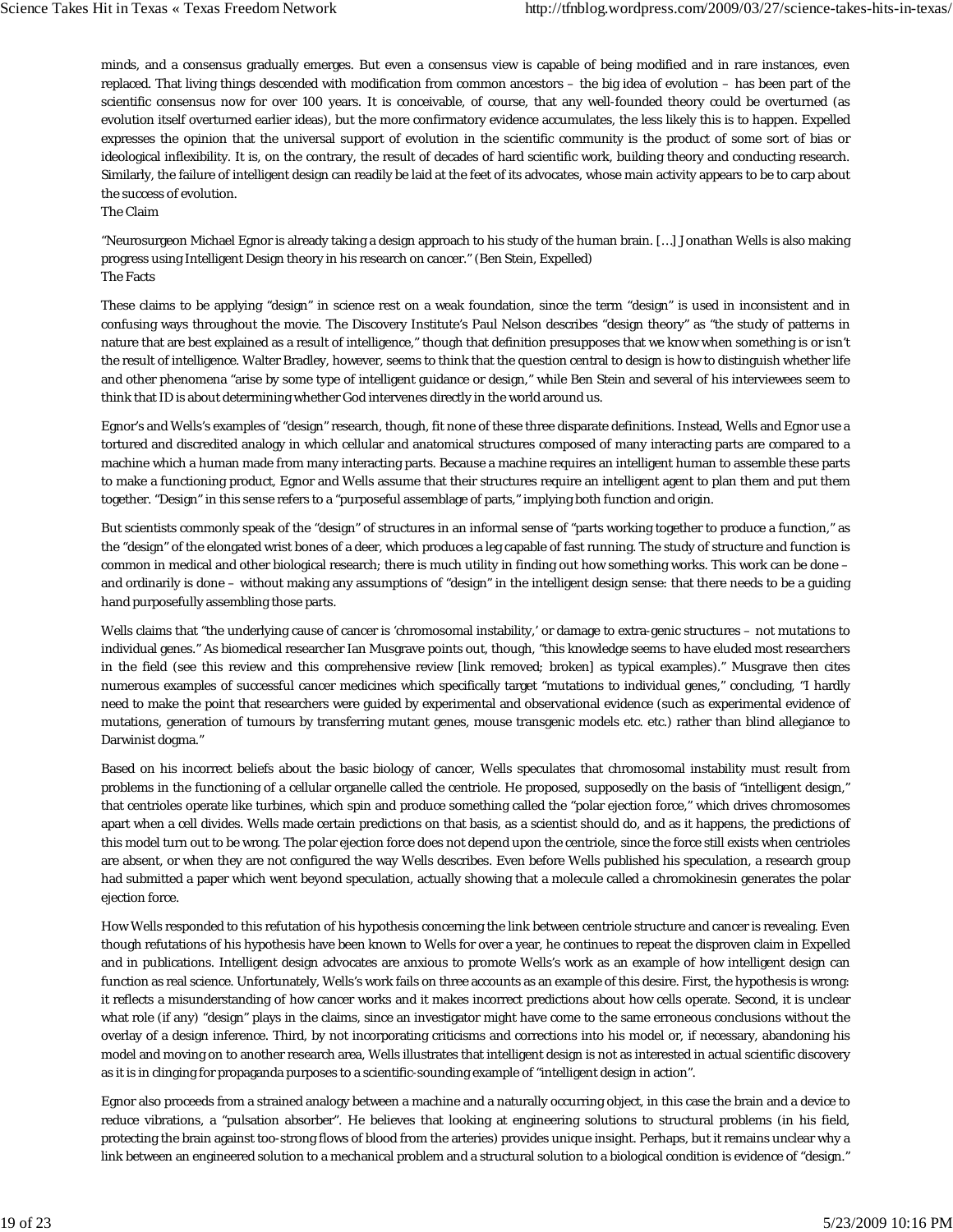minds, and a consensus gradually emerges. But even a consensus view is capable of being modified and in rare instances, even replaced. That living things descended with modification from common ancestors – the big idea of evolution – has been part of the scientific consensus now for over 100 years. It is conceivable, of course, that any well-founded theory could be overturned (as evolution itself overturned earlier ideas), but the more confirmatory evidence accumulates, the less likely this is to happen. Expelled expresses the opinion that the universal support of evolution in the scientific community is the product of some sort of bias or ideological inflexibility. It is, on the contrary, the result of decades of hard scientific work, building theory and conducting research. Similarly, the failure of intelligent design can readily be laid at the feet of its advocates, whose main activity appears to be to carp about the success of evolution.

The Claim

"Neurosurgeon Michael Egnor is already taking a design approach to his study of the human brain. […] Jonathan Wells is also making progress using Intelligent Design theory in his research on cancer." (Ben Stein, Expelled)

The Facts

These claims to be applying "design" in science rest on a weak foundation, since the term "design" is used in inconsistent and in confusing ways throughout the movie. The Discovery Institute's Paul Nelson describes "design theory" as "the study of patterns in nature that are best explained as a result of intelligence," though that definition presupposes that we know when something is or isn't the result of intelligence. Walter Bradley, however, seems to think that the question central to design is how to distinguish whether life and other phenomena "arise by some type of intelligent guidance or design," while Ben Stein and several of his interviewees seem to think that ID is about determining whether God intervenes directly in the world around us.

Egnor's and Wells's examples of "design" research, though, fit none of these three disparate definitions. Instead, Wells and Egnor use a tortured and discredited analogy in which cellular and anatomical structures composed of many interacting parts are compared to a machine which a human made from many interacting parts. Because a machine requires an intelligent human to assemble these parts to make a functioning product, Egnor and Wells assume that their structures require an intelligent agent to plan them and put them together. "Design" in this sense refers to a "purposeful assemblage of parts," implying both function and origin.

But scientists commonly speak of the "design" of structures in an informal sense of "parts working together to produce a function," as the "design" of the elongated wrist bones of a deer, which produces a leg capable of fast running. The study of structure and function is common in medical and other biological research; there is much utility in finding out how something works. This work can be done – and ordinarily is done – without making any assumptions of "design" in the intelligent design sense: that there needs to be a guiding hand purposefully assembling those parts.

Wells claims that "the underlying cause of cancer is 'chromosomal instability,' or damage to extra-genic structures – not mutations to individual genes." As biomedical researcher Ian Musgrave points out, though, "this knowledge seems to have eluded most researchers in the field (see this review and this comprehensive review [link removed; broken] as typical examples)." Musgrave then cites numerous examples of successful cancer medicines which specifically target "mutations to individual genes," concluding, "I hardly need to make the point that researchers were guided by experimental and observational evidence (such as experimental evidence of mutations, generation of tumours by transferring mutant genes, mouse transgenic models etc. etc.) rather than blind allegiance to Darwinist dogma."

Based on his incorrect beliefs about the basic biology of cancer, Wells speculates that chromosomal instability must result from problems in the functioning of a cellular organelle called the centriole. He proposed, supposedly on the basis of "intelligent design," that centrioles operate like turbines, which spin and produce something called the "polar ejection force," which drives chromosomes apart when a cell divides. Wells made certain predictions on that basis, as a scientist should do, and as it happens, the predictions of this model turn out to be wrong. The polar ejection force does not depend upon the centriole, since the force still exists when centrioles are absent, or when they are not configured the way Wells describes. Even before Wells published his speculation, a research group had submitted a paper which went beyond speculation, actually showing that a molecule called a chromokinesin generates the polar ejection force.

How Wells responded to this refutation of his hypothesis concerning the link between centriole structure and cancer is revealing. Even though refutations of his hypothesis have been known to Wells for over a year, he continues to repeat the disproven claim in Expelled and in publications. Intelligent design advocates are anxious to promote Wells's work as an example of how intelligent design can function as real science. Unfortunately, Wells's work fails on three accounts as an example of this desire. First, the hypothesis is wrong: it reflects a misunderstanding of how cancer works and it makes incorrect predictions about how cells operate. Second, it is unclear what role (if any) "design" plays in the claims, since an investigator might have come to the same erroneous conclusions without the overlay of a design inference. Third, by not incorporating criticisms and corrections into his model or, if necessary, abandoning his model and moving on to another research area, Wells illustrates that intelligent design is not as interested in actual scientific discovery as it is in clinging for propaganda purposes to a scientific-sounding example of "intelligent design in action".

Egnor also proceeds from a strained analogy between a machine and a naturally occurring object, in this case the brain and a device to reduce vibrations, a "pulsation absorber". He believes that looking at engineering solutions to structural problems (in his field, protecting the brain against too-strong flows of blood from the arteries) provides unique insight. Perhaps, but it remains unclear why a link between an engineered solution to a mechanical problem and a structural solution to a biological condition is evidence of "design."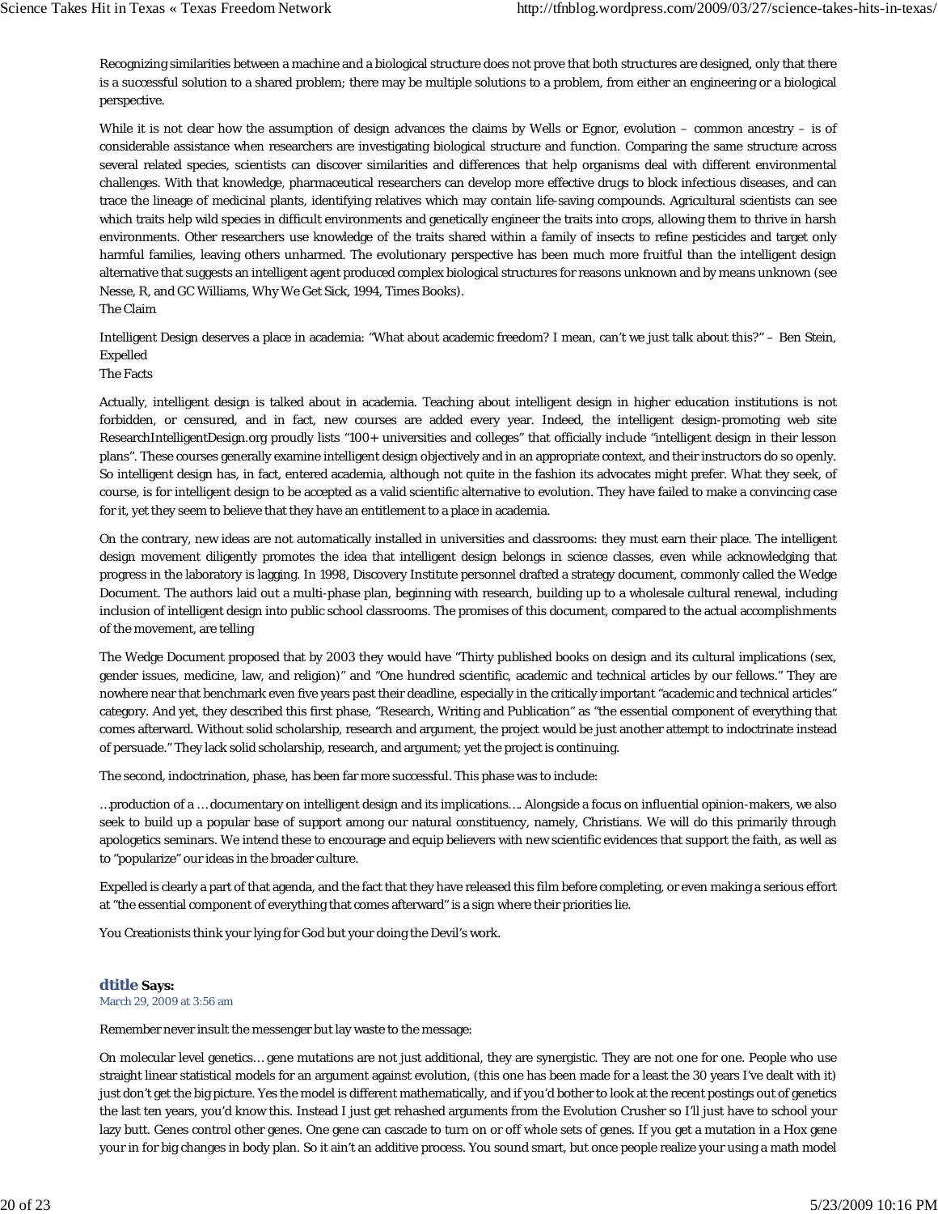Recognizing similarities between a machine and a biological structure does not prove that both structures are designed, only that there is a successful solution to a shared problem; there may be multiple solutions to a problem, from either an engineering or a biological perspective.

While it is not clear how the assumption of design advances the claims by Wells or Egnor, evolution – common ancestry – is of considerable assistance when researchers are investigating biological structure and function. Comparing the same structure across several related species, scientists can discover similarities and differences that help organisms deal with different environmental challenges. With that knowledge, pharmaceutical researchers can develop more effective drugs to block infectious diseases, and can trace the lineage of medicinal plants, identifying relatives which may contain life-saving compounds. Agricultural scientists can see which traits help wild species in difficult environments and genetically engineer the traits into crops, allowing them to thrive in harsh environments. Other researchers use knowledge of the traits shared within a family of insects to refine pesticides and target only harmful families, leaving others unharmed. The evolutionary perspective has been much more fruitful than the intelligent design alternative that suggests an intelligent agent produced complex biological structures for reasons unknown and by means unknown (see Nesse, R, and GC Williams, Why We Get Sick, 1994, Times Books).
The Claim

Intelligent Design deserves a place in academia: "What about academic freedom? I mean, can't we just talk about this?" – Ben Stein, Expelled
The Facts

Actually, intelligent design is talked about in academia. Teaching about intelligent design in higher education institutions is not forbidden, or censured, and in fact, new courses are added every year. Indeed, the intelligent design-promoting web site ResearchIntelligentDesign.org proudly lists "100+ universities and colleges" that officially include "intelligent design in their lesson plans". These courses generally examine intelligent design objectively and in an appropriate context, and their instructors do so openly. So intelligent design has, in fact, entered academia, although not quite in the fashion its advocates might prefer. What they seek, of course, is for intelligent design to be accepted as a valid scientific alternative to evolution. They have failed to make a convincing case for it, yet they seem to believe that they have an entitlement to a place in academia.

On the contrary, new ideas are not automatically installed in universities and classrooms: they must earn their place. The intelligent design movement diligently promotes the idea that intelligent design belongs in science classes, even while acknowledging that progress in the laboratory is lagging. In 1998, Discovery Institute personnel drafted a strategy document, commonly called the Wedge Document. The authors laid out a multi-phase plan, beginning with research, building up to a wholesale cultural renewal, including inclusion of intelligent design into public school classrooms. The promises of this document, compared to the actual accomplishments of the movement, are telling

The Wedge Document proposed that by 2003 they would have "Thirty published books on design and its cultural implications (sex, gender issues, medicine, law, and religion)" and "One hundred scientific, academic and technical articles by our fellows." They are nowhere near that benchmark even five years past their deadline, especially in the critically important "academic and technical articles" category. And yet, they described this first phase, "Research, Writing and Publication" as "the essential component of everything that comes afterward. Without solid scholarship, research and argument, the project would be just another attempt to indoctrinate instead of persuade." They lack solid scholarship, research, and argument; yet the project is continuing.

The second, indoctrination, phase, has been far more successful. This phase was to include:

…production of a … documentary on intelligent design and its implications…. Alongside a focus on influential opinion-makers, we also seek to build up a popular base of support among our natural constituency, namely, Christians. We will do this primarily through apologetics seminars. We intend these to encourage and equip believers with new scientific evidences that support the faith, as well as to "popularize" our ideas in the broader culture.

Expelled is clearly a part of that agenda, and the fact that they have released this film before completing, or even making a serious effort at "the essential component of everything that comes afterward" is a sign where their priorities lie.

You Creationists think your lying for God but your doing the Devil's work.

**dtitle Says:**
March 29, 2009 at 3:56 am

Remember never insult the messenger but lay waste to the message:

On molecular level genetics… gene mutations are not just additional, they are synergistic. They are not one for one. People who use straight linear statistical models for an argument against evolution, (this one has been made for a least the 30 years I've dealt with it) just don't get the big picture. Yes the model is different mathematically, and if you'd bother to look at the recent postings out of genetics the last ten years, you'd know this. Instead I just get rehashed arguments from the Evolution Crusher so I'll just have to school your lazy butt. Genes control other genes. One gene can cascade to turn on or off whole sets of genes. If you get a mutation in a Hox gene your in for big changes in body plan. So it ain't an additive process. You sound smart, but once people realize your using a math model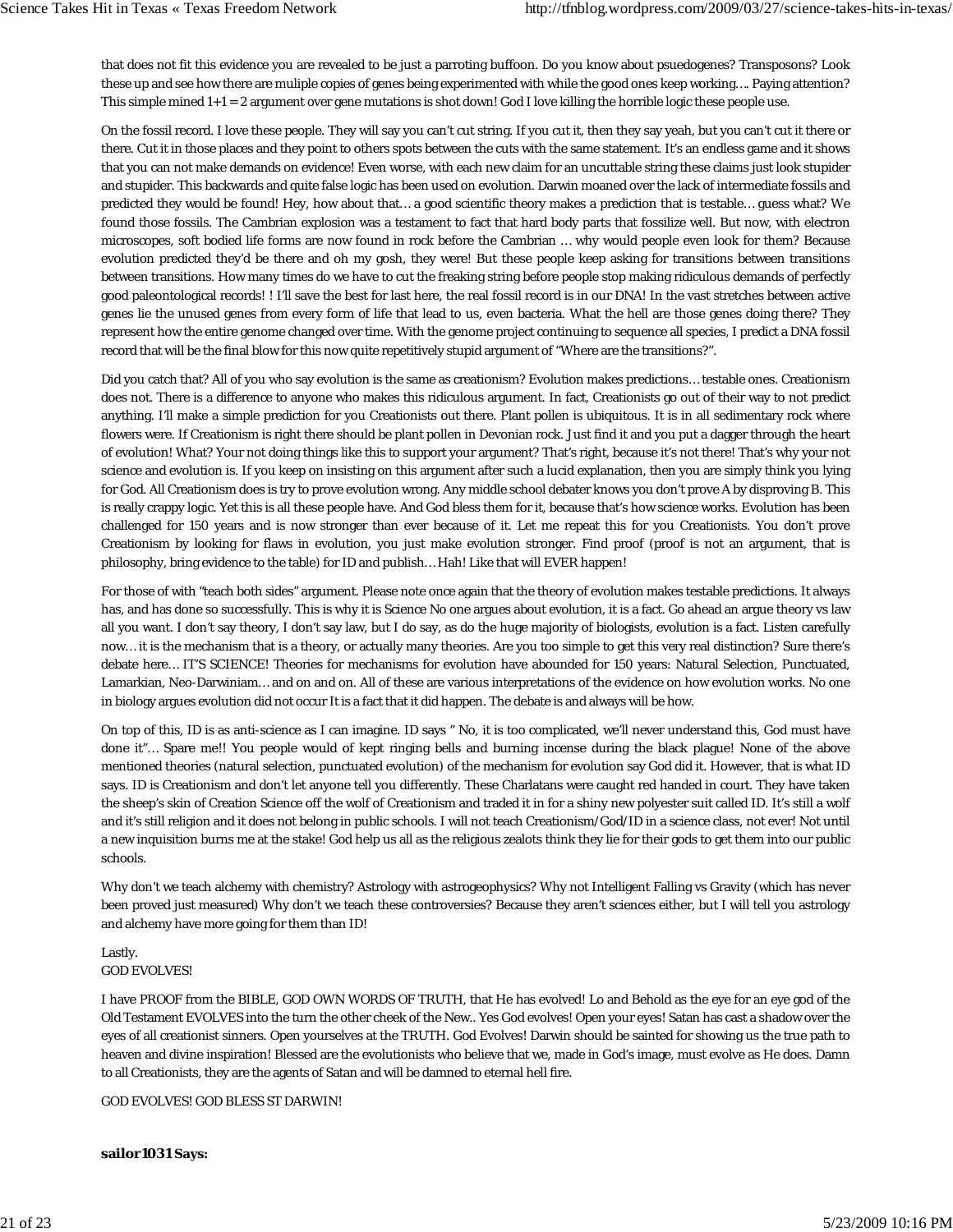that does not fit this evidence you are revealed to be just a parroting buffoon. Do you know about psuedogenes? Transposons? Look these up and see how there are muliple copies of genes being experimented with while the good ones keep working…. Paying attention? This simple mined 1+1 = 2 argument over gene mutations is shot down! God I love killing the horrible logic these people use.

On the fossil record. I love these people. They will say you can't cut string. If you cut it, then they say yeah, but you can't cut it there or there. Cut it in those places and they point to others spots between the cuts with the same statement. It's an endless game and it shows that you can not make demands on evidence! Even worse, with each new claim for an uncuttable string these claims just look stupider and stupider. This backwards and quite false logic has been used on evolution. Darwin moaned over the lack of intermediate fossils and predicted they would be found! Hey, how about that… a good scientific theory makes a prediction that is testable… guess what? We found those fossils. The Cambrian explosion was a testament to fact that hard body parts that fossilize well. But now, with electron microscopes, soft bodied life forms are now found in rock before the Cambrian … why would people even look for them? Because evolution predicted they'd be there and oh my gosh, they were! But these people keep asking for transitions between transitions between transitions. How many times do we have to cut the freaking string before people stop making ridiculous demands of perfectly good paleontological records! ! I'll save the best for last here, the real fossil record is in our DNA! In the vast stretches between active genes lie the unused genes from every form of life that lead to us, even bacteria. What the hell are those genes doing there? They represent how the entire genome changed over time. With the genome project continuing to sequence all species, I predict a DNA fossil record that will be the final blow for this now quite repetitively stupid argument of "Where are the transitions?".

Did you catch that? All of you who say evolution is the same as creationism? Evolution makes predictions… testable ones. Creationism does not. There is a difference to anyone who makes this ridiculous argument. In fact, Creationists go out of their way to not predict anything. I'll make a simple prediction for you Creationists out there. Plant pollen is ubiquitous. It is in all sedimentary rock where flowers were. If Creationism is right there should be plant pollen in Devonian rock. Just find it and you put a dagger through the heart of evolution! What? Your not doing things like this to support your argument? That's right, because it's not there! That's why your not science and evolution is. If you keep on insisting on this argument after such a lucid explanation, then you are simply think you lying for God. All Creationism does is try to prove evolution wrong. Any middle school debater knows you don't prove A by disproving B. This is really crappy logic. Yet this is all these people have. And God bless them for it, because that's how science works. Evolution has been challenged for 150 years and is now stronger than ever because of it. Let me repeat this for you Creationists. You don't prove Creationism by looking for flaws in evolution, you just make evolution stronger. Find proof (proof is not an argument, that is philosophy, bring evidence to the table) for ID and publish… Hah! Like that will EVER happen!

For those of with "teach both sides" argument. Please note once again that the theory of evolution makes testable predictions. It always has, and has done so successfully. This is why it is Science No one argues about evolution, it is a fact. Go ahead an argue theory vs law all you want. I don't say theory, I don't say law, but I do say, as do the huge majority of biologists, evolution is a fact. Listen carefully now… it is the mechanism that is a theory, or actually many theories. Are you too simple to get this very real distinction? Sure there's debate here… IT'S SCIENCE! Theories for mechanisms for evolution have abounded for 150 years: Natural Selection, Punctuated, Lamarkian, Neo-Darwiniam… and on and on. All of these are various interpretations of the evidence on how evolution works. No one in biology argues evolution did not occur It is a fact that it did happen. The debate is and always will be how.

On top of this, ID is as anti-science as I can imagine. ID says " No, it is too complicated, we'll never understand this, God must have done it"… Spare me!! You people would of kept ringing bells and burning incense during the black plague! None of the above mentioned theories (natural selection, punctuated evolution) of the mechanism for evolution say God did it. However, that is what ID says. ID is Creationism and don't let anyone tell you differently. These Charlatans were caught red handed in court. They have taken the sheep's skin of Creation Science off the wolf of Creationism and traded it in for a shiny new polyester suit called ID. It's still a wolf and it's still religion and it does not belong in public schools. I will not teach Creationism/God/ID in a science class, not ever! Not until a new inquisition burns me at the stake! God help us all as the religious zealots think they lie for their gods to get them into our public schools.

Why don't we teach alchemy with chemistry? Astrology with astrogeophysics? Why not Intelligent Falling vs Gravity (which has never been proved just measured) Why don't we teach these controversies? Because they aren't sciences either, but I will tell you astrology and alchemy have more going for them than ID!

Lastly.
GOD EVOLVES!

I have PROOF from the BIBLE, GOD OWN WORDS OF TRUTH, that He has evolved! Lo and Behold as the eye for an eye god of the Old Testament EVOLVES into the turn the other cheek of the New.. Yes God evolves! Open your eyes! Satan has cast a shadow over the eyes of all creationist sinners. Open yourselves at the TRUTH. God Evolves! Darwin should be sainted for showing us the true path to heaven and divine inspiration! Blessed are the evolutionists who believe that we, made in God's image, must evolve as He does. Damn to all Creationists, they are the agents of Satan and will be damned to eternal hell fire.

GOD EVOLVES! GOD BLESS ST DARWIN!

**sailor1031 Says:**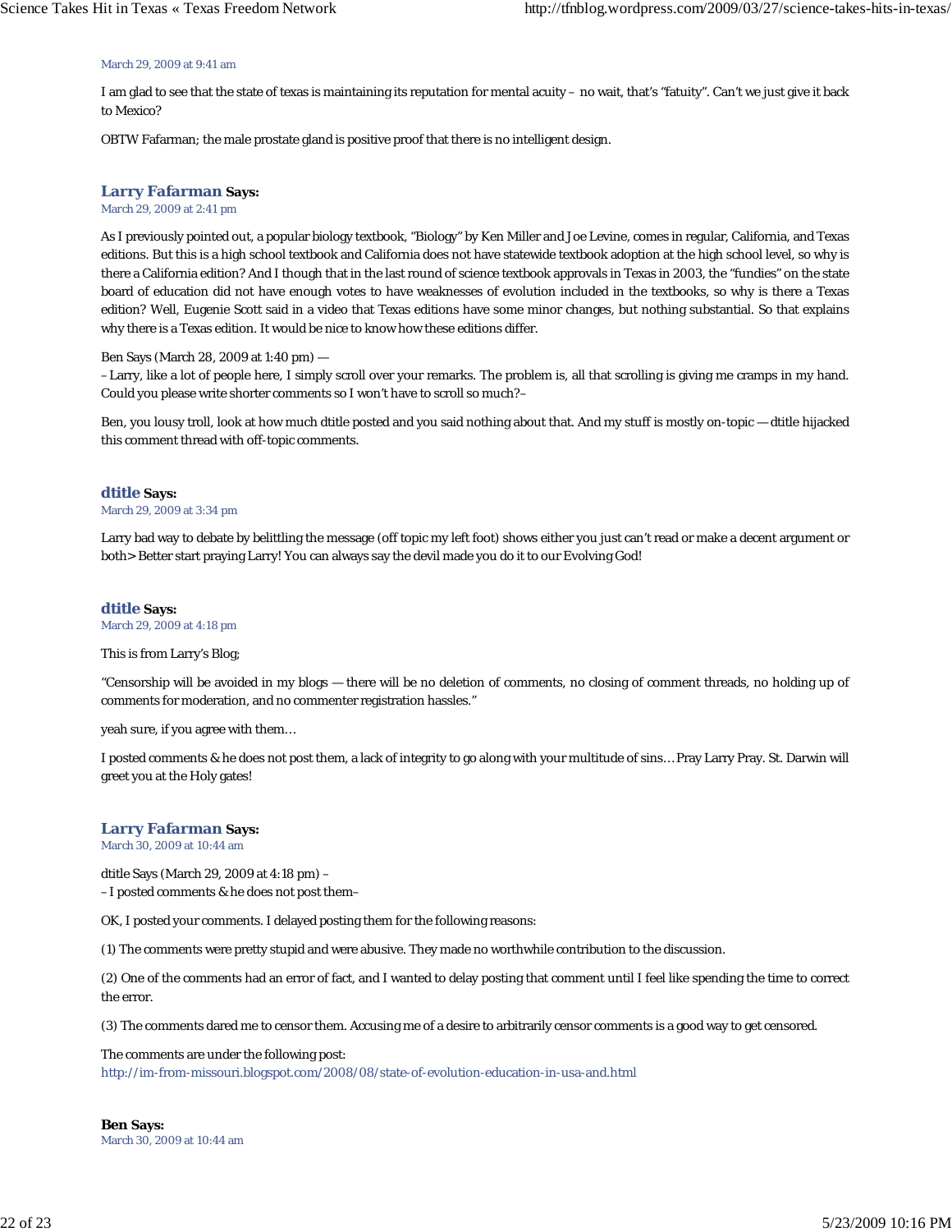March 29, 2009 at 9:41 am

I am glad to see that the state of texas is maintaining its reputation for mental acuity – no wait, that's "fatuity". Can't we just give it back to Mexico?

OBTW Fafarman; the male prostate gland is positive proof that there is no intelligent design.

**Larry Fafarman Says:**
March 29, 2009 at 2:41 pm

As I previously pointed out, a popular biology textbook, "Biology" by Ken Miller and Joe Levine, comes in regular, California, and Texas editions. But this is a high school textbook and California does not have statewide textbook adoption at the high school level, so why is there a California edition? And I though that in the last round of science textbook approvals in Texas in 2003, the "fundies" on the state board of education did not have enough votes to have weaknesses of evolution included in the textbooks, so why is there a Texas edition? Well, Eugenie Scott said in a video that Texas editions have some minor changes, but nothing substantial. So that explains why there is a Texas edition. It would be nice to know how these editions differ.

Ben Says (March 28, 2009 at 1:40 pm) —
– Larry, like a lot of people here, I simply scroll over your remarks. The problem is, all that scrolling is giving me cramps in my hand. Could you please write shorter comments so I won't have to scroll so much?–

Ben, you lousy troll, look at how much dtitle posted and you said nothing about that. And my stuff is mostly on-topic — dtitle hijacked this comment thread with off-topic comments.

**dtitle Says:**
March 29, 2009 at 3:34 pm

Larry bad way to debate by belittling the message (off topic my left foot) shows either you just can't read or make a decent argument or both> Better start praying Larry! You can always say the devil made you do it to our Evolving God!

**dtitle Says:**
March 29, 2009 at 4:18 pm

This is from Larry's Blog;

"Censorship will be avoided in my blogs — there will be no deletion of comments, no closing of comment threads, no holding up of comments for moderation, and no commenter registration hassles."

yeah sure, if you agree with them…

I posted comments & he does not post them, a lack of integrity to go along with your multitude of sins… Pray Larry Pray. St. Darwin will greet you at the Holy gates!

**Larry Fafarman Says:**
March 30, 2009 at 10:44 am

dtitle Says (March 29, 2009 at 4:18 pm) –
– I posted comments & he does not post them–

OK, I posted your comments. I delayed posting them for the following reasons:

(1) The comments were pretty stupid and were abusive. They made no worthwhile contribution to the discussion.

(2) One of the comments had an error of fact, and I wanted to delay posting that comment until I feel like spending the time to correct the error.

(3) The comments dared me to censor them. Accusing me of a desire to arbitrarily censor comments is a good way to get censored.

The comments are under the following post:
http://im-from-missouri.blogspot.com/2008/08/state-of-evolution-education-in-usa-and.html

**Ben Says:**
March 30, 2009 at 10:44 am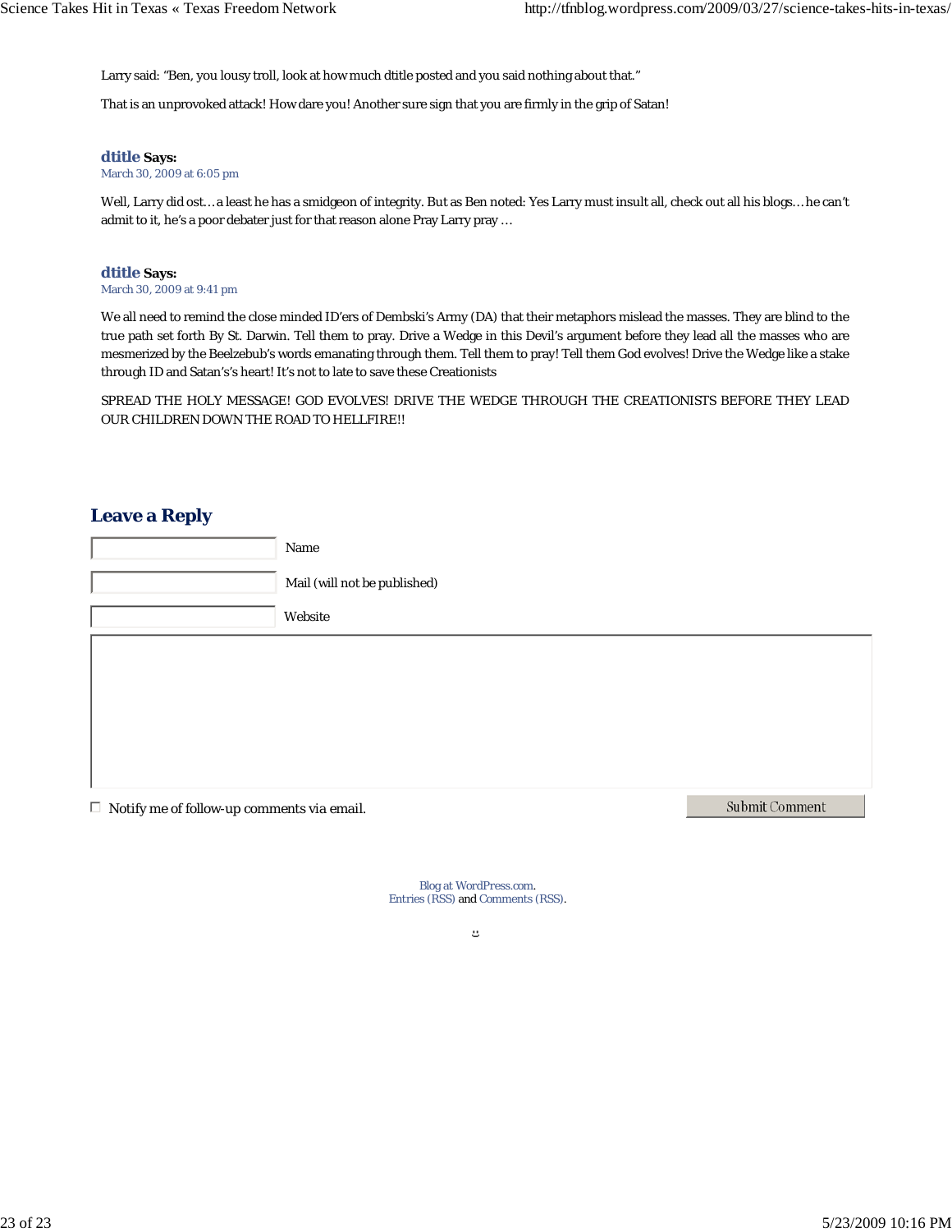Larry said: “Ben, you lousy troll, look at how much dtitle posted and you said nothing about that.”

That is an unprovoked attack! How dare you! Another sure sign that you are firmly in the grip of Satan!

**dtitle Says:**
March 30, 2009 at 6:05 pm

Well, Larry did ost…a least he has a smidgeon of integrity. But as Ben noted: Yes Larry must insult all, check out all his blogs…he can’t admit to it, he’s a poor debater just for that reason alone Pray Larry pray …

**dtitle Says:**
March 30, 2009 at 9:41 pm

We all need to remind the close minded ID’ers of Dembski’s Army (DA) that their metaphors mislead the masses. They are blind to the true path set forth By St. Darwin. Tell them to pray. Drive a Wedge in this Devil’s argument before they lead all the masses who are mesmerized by the Beelzebub’s words emanating through them. Tell them to pray! Tell them God evolves! Drive the Wedge like a stake through ID and Satan’s’s heart! It’s not to late to save these Creationists

SPREAD THE HOLY MESSAGE! GOD EVOLVES! DRIVE THE WEDGE THROUGH THE CREATIONISTS BEFORE THEY LEAD OUR CHILDREN DOWN THE ROAD TO HELLFIRE!!

## Leave a Reply

Name

Mail (will not be published)

Website

☐ Notify me of follow-up comments via email.

Submit Comment

Blog at WordPress.com.
Entries (RSS) and Comments (RSS).